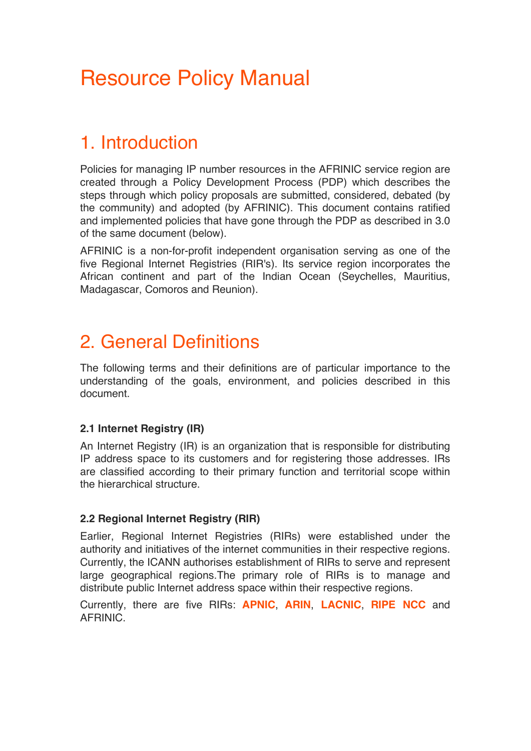# Resource Policy Manual

## 1. Introduction

Policies for managing IP number resources in the AFRINIC service region are created through a Policy Development Process (PDP) which describes the steps through which policy proposals are submitted, considered, debated (by the community) and adopted (by AFRINIC). This document contains ratified and implemented policies that have gone through the PDP as described in 3.0 of the same document (below).

AFRINIC is a non-for-profit independent organisation serving as one of the five Regional Internet Registries (RIR's). Its service region incorporates the African continent and part of the Indian Ocean (Seychelles, Mauritius, Madagascar, Comoros and Reunion).

## 2. General Definitions

The following terms and their definitions are of particular importance to the understanding of the goals, environment, and policies described in this document.

### 2.1 Internet Registry (IR)

An Internet Registry (IR) is an organization that is responsible for distributing IP address space to its customers and for registering those addresses. IRs are classified according to their primary function and territorial scope within the hierarchical structure.

### 2.2 Regional Internet Registry (RIR)

Earlier, Regional Internet Registries (RIRs) were established under the authority and initiatives of the internet communities in their respective regions. Currently, the ICANN authorises establishment of RIRs to serve and represent large geographical regions.The primary role of RIRs is to manage and distribute public Internet address space within their respective regions.

Currently, there are five RIRs: **APNIC**, **ARIN**, **LACNIC**, **RIPE NCC** and AFRINIC.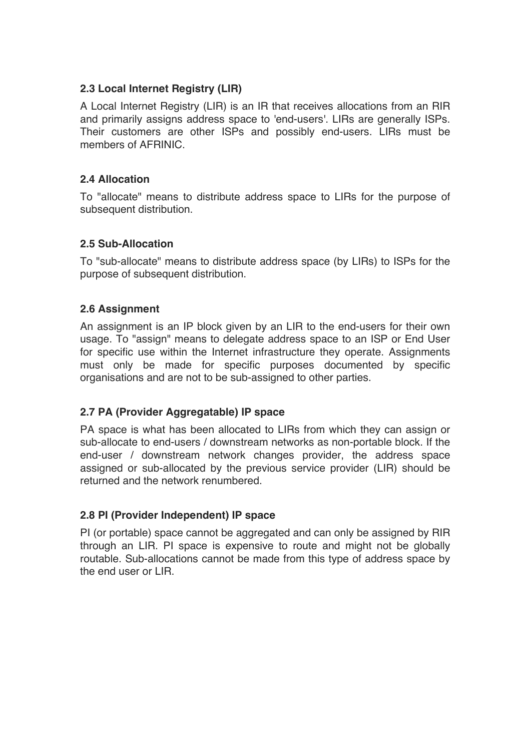### 2.3 Local Internet Registry (LIR)

A Local Internet Registry (LIR) is an IR that receives allocations from an RIR and primarily assigns address space to 'end-users'. LIRs are generally ISPs. Their customers are other ISPs and possibly end-users. LIRs must be members of AFRINIC.

### 2.4 Allocation

To "allocate" means to distribute address space to LIRs for the purpose of subsequent distribution.

### 2.5 Sub-Allocation

To "sub-allocate" means to distribute address space (by LIRs) to ISPs for the purpose of subsequent distribution.

### 2.6 Assignment

An assignment is an IP block given by an LIR to the end-users for their own usage. To "assign" means to delegate address space to an ISP or End User for specific use within the Internet infrastructure they operate. Assignments must only be made for specific purposes documented by specific organisations and are not to be sub-assigned to other parties.

### 2.7 PA (Provider Aggregatable) IP space

PA space is what has been allocated to LIRs from which they can assign or sub-allocate to end-users / downstream networks as non-portable block. If the end-user / downstream network changes provider, the address space assigned or sub-allocated by the previous service provider (LIR) should be returned and the network renumbered.

### 2.8 PI (Provider Independent) IP space

PI (or portable) space cannot be aggregated and can only be assigned by RIR through an LIR. PI space is expensive to route and might not be globally routable. Sub-allocations cannot be made from this type of address space by the end user or LIR.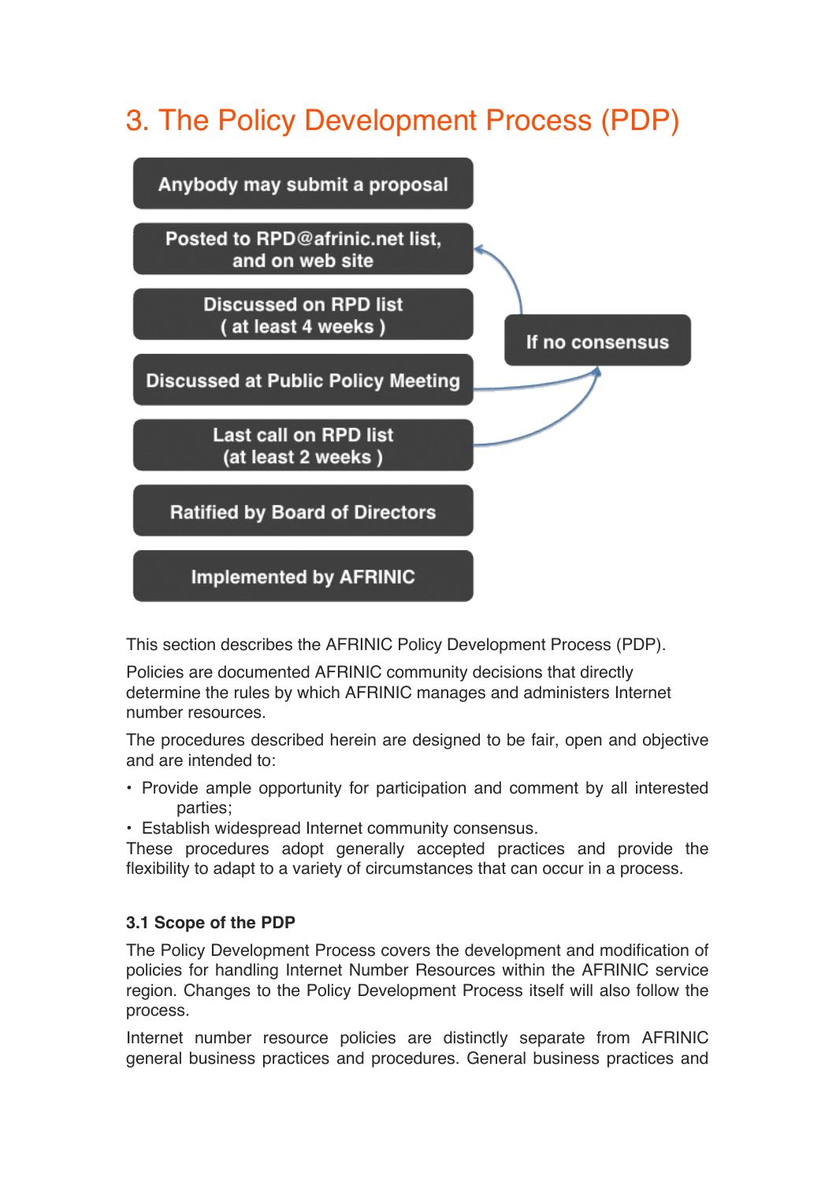# 3. The Policy Development Process (PDP)

Anybody may submit a proposal

Posted to RPD@afrinic.net list, and on web site

Discussed on RPD list ( at least 4 weeks )

Discussed at Public Policy Meeting

Last call on RPD list (at least 2 weeks )

Ratified by Board of Directors

Implemented by AFRINIC

If no consensus

This section describes the AFRINIC Policy Development Process (PDP).

Policies are documented AFRINIC community decisions that directly determine the rules by which AFRINIC manages and administers Internet number resources.

The procedures described herein are designed to be fair, open and objective and are intended to:

- Provide ample opportunity for participation and comment by all interested parties;
- Establish widespread Internet community consensus.

These procedures adopt generally accepted practices and provide the flexibility to adapt to a variety of circumstances that can occur in a process.

### 3.1 Scope of the PDP

The Policy Development Process covers the development and modification of policies for handling Internet Number Resources within the AFRINIC service region. Changes to the Policy Development Process itself will also follow the process.

Internet number resource policies are distinctly separate from AFRINIC general business practices and procedures. General business practices and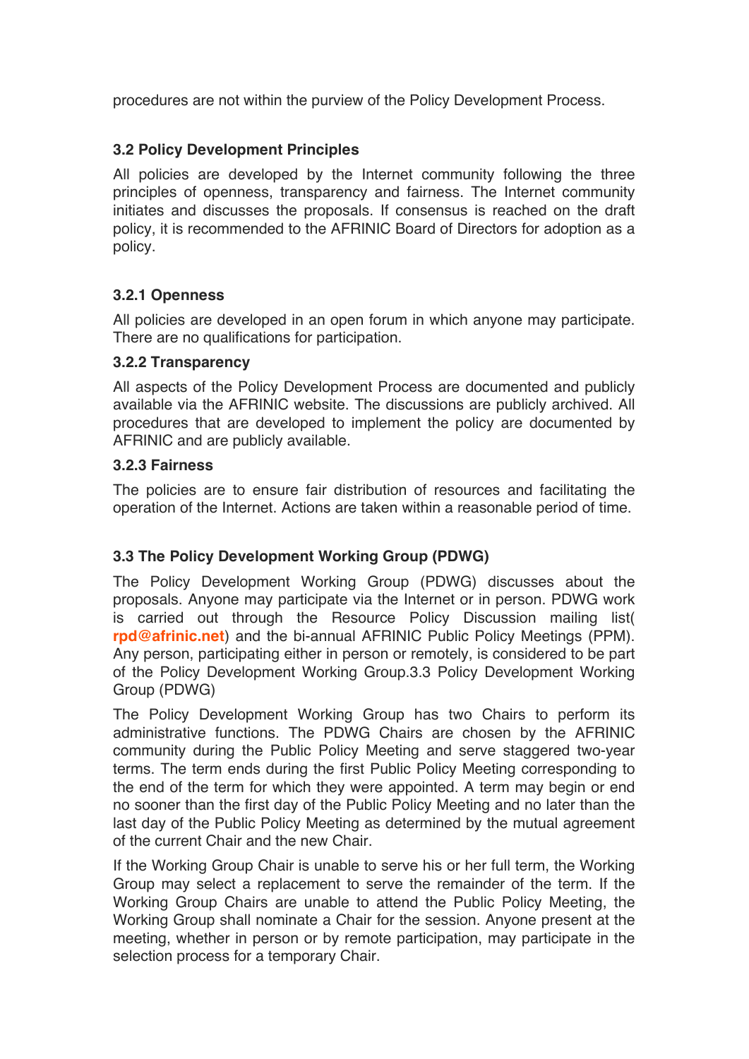procedures are not within the purview of the Policy Development Process.

### 3.2 Policy Development Principles

All policies are developed by the Internet community following the three principles of openness, transparency and fairness. The Internet community initiates and discusses the proposals. If consensus is reached on the draft policy, it is recommended to the AFRINIC Board of Directors for adoption as a policy.

#### 3.2.1 Openness

All policies are developed in an open forum in which anyone may participate. There are no qualifications for participation.

#### 3.2.2 Transparency

All aspects of the Policy Development Process are documented and publicly available via the AFRINIC website. The discussions are publicly archived. All procedures that are developed to implement the policy are documented by AFRINIC and are publicly available.

#### 3.2.3 Fairness

The policies are to ensure fair distribution of resources and facilitating the operation of the Internet. Actions are taken within a reasonable period of time.

### 3.3 The Policy Development Working Group (PDWG)

The Policy Development Working Group (PDWG) discusses about the proposals. Anyone may participate via the Internet or in person. PDWG work is carried out through the Resource Policy Discussion mailing list( **rpd@afrinic.net**) and the bi-annual AFRINIC Public Policy Meetings (PPM). Any person, participating either in person or remotely, is considered to be part of the Policy Development Working Group.3.3 Policy Development Working Group (PDWG)

The Policy Development Working Group has two Chairs to perform its administrative functions. The PDWG Chairs are chosen by the AFRINIC community during the Public Policy Meeting and serve staggered two-year terms. The term ends during the first Public Policy Meeting corresponding to the end of the term for which they were appointed. A term may begin or end no sooner than the first day of the Public Policy Meeting and no later than the last day of the Public Policy Meeting as determined by the mutual agreement of the current Chair and the new Chair.

If the Working Group Chair is unable to serve his or her full term, the Working Group may select a replacement to serve the remainder of the term. If the Working Group Chairs are unable to attend the Public Policy Meeting, the Working Group shall nominate a Chair for the session. Anyone present at the meeting, whether in person or by remote participation, may participate in the selection process for a temporary Chair.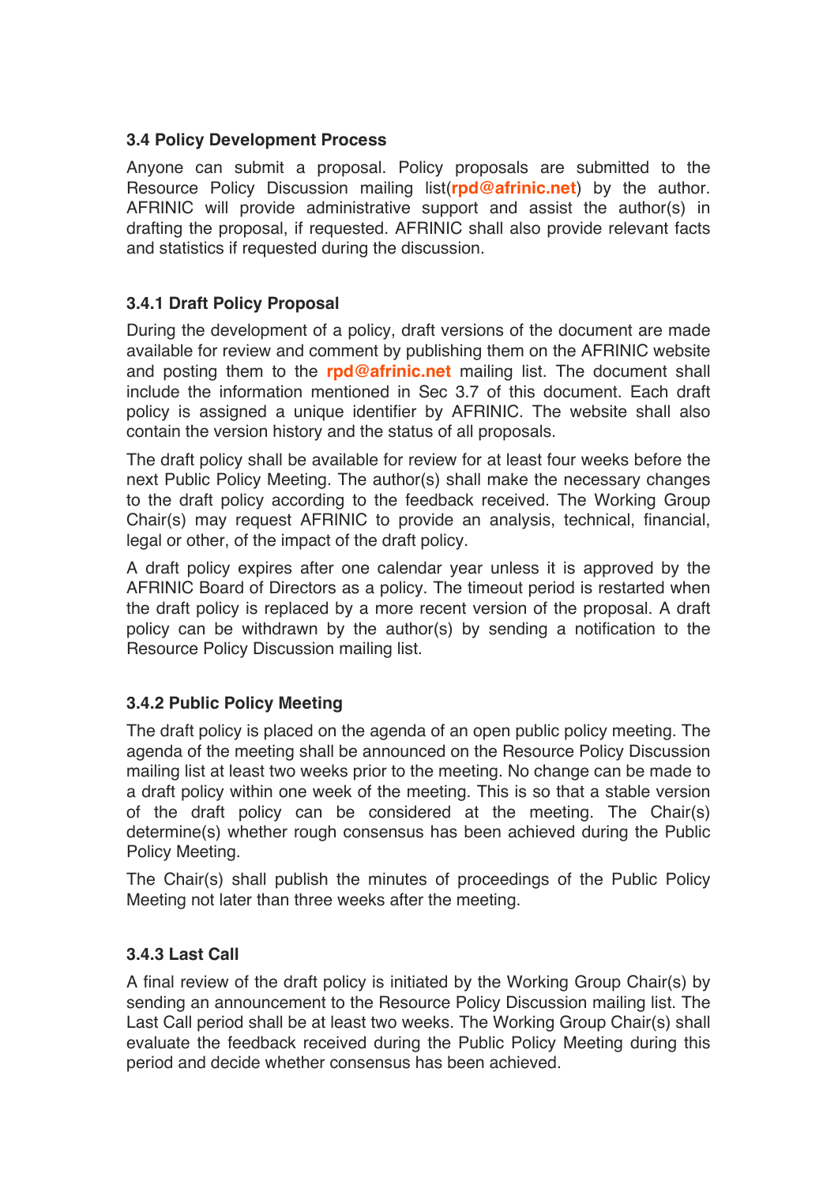### 3.4 Policy Development Process

Anyone can submit a proposal. Policy proposals are submitted to the Resource Policy Discussion mailing list(**rpd@afrinic.net**) by the author. AFRINIC will provide administrative support and assist the author(s) in drafting the proposal, if requested. AFRINIC shall also provide relevant facts and statistics if requested during the discussion.

### 3.4.1 Draft Policy Proposal

During the development of a policy, draft versions of the document are made available for review and comment by publishing them on the AFRINIC website and posting them to the **rpd@afrinic.net** mailing list. The document shall include the information mentioned in Sec 3.7 of this document. Each draft policy is assigned a unique identifier by AFRINIC. The website shall also contain the version history and the status of all proposals.

The draft policy shall be available for review for at least four weeks before the next Public Policy Meeting. The author(s) shall make the necessary changes to the draft policy according to the feedback received. The Working Group Chair(s) may request AFRINIC to provide an analysis, technical, financial, legal or other, of the impact of the draft policy.

A draft policy expires after one calendar year unless it is approved by the AFRINIC Board of Directors as a policy. The timeout period is restarted when the draft policy is replaced by a more recent version of the proposal. A draft policy can be withdrawn by the author(s) by sending a notification to the Resource Policy Discussion mailing list.

### 3.4.2 Public Policy Meeting

The draft policy is placed on the agenda of an open public policy meeting. The agenda of the meeting shall be announced on the Resource Policy Discussion mailing list at least two weeks prior to the meeting. No change can be made to a draft policy within one week of the meeting. This is so that a stable version of the draft policy can be considered at the meeting. The Chair(s) determine(s) whether rough consensus has been achieved during the Public Policy Meeting.

The Chair(s) shall publish the minutes of proceedings of the Public Policy Meeting not later than three weeks after the meeting.

### 3.4.3 Last Call

A final review of the draft policy is initiated by the Working Group Chair(s) by sending an announcement to the Resource Policy Discussion mailing list. The Last Call period shall be at least two weeks. The Working Group Chair(s) shall evaluate the feedback received during the Public Policy Meeting during this period and decide whether consensus has been achieved.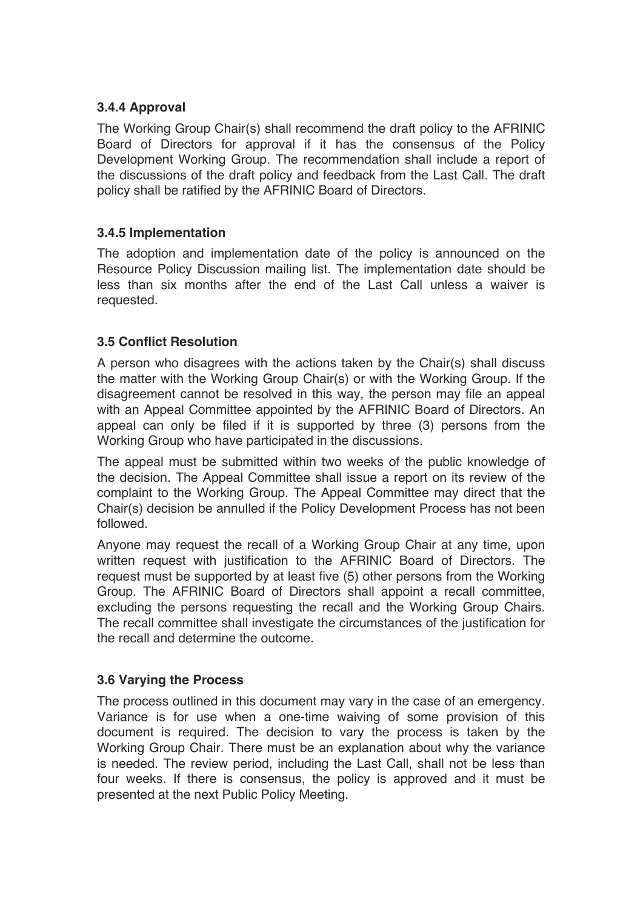### 3.4.4 Approval

The Working Group Chair(s) shall recommend the draft policy to the AFRINIC Board of Directors for approval if it has the consensus of the Policy Development Working Group. The recommendation shall include a report of the discussions of the draft policy and feedback from the Last Call. The draft policy shall be ratified by the AFRINIC Board of Directors.

### 3.4.5 Implementation

The adoption and implementation date of the policy is announced on the Resource Policy Discussion mailing list. The implementation date should be less than six months after the end of the Last Call unless a waiver is requested.

### 3.5 Conflict Resolution

A person who disagrees with the actions taken by the Chair(s) shall discuss the matter with the Working Group Chair(s) or with the Working Group. If the disagreement cannot be resolved in this way, the person may file an appeal with an Appeal Committee appointed by the AFRINIC Board of Directors. An appeal can only be filed if it is supported by three (3) persons from the Working Group who have participated in the discussions.

The appeal must be submitted within two weeks of the public knowledge of the decision. The Appeal Committee shall issue a report on its review of the complaint to the Working Group. The Appeal Committee may direct that the Chair(s) decision be annulled if the Policy Development Process has not been followed.

Anyone may request the recall of a Working Group Chair at any time, upon written request with justification to the AFRINIC Board of Directors. The request must be supported by at least five (5) other persons from the Working Group. The AFRINIC Board of Directors shall appoint a recall committee, excluding the persons requesting the recall and the Working Group Chairs. The recall committee shall investigate the circumstances of the justification for the recall and determine the outcome.

### 3.6 Varying the Process

The process outlined in this document may vary in the case of an emergency. Variance is for use when a one-time waiving of some provision of this document is required. The decision to vary the process is taken by the Working Group Chair. There must be an explanation about why the variance is needed. The review period, including the Last Call, shall not be less than four weeks. If there is consensus, the policy is approved and it must be presented at the next Public Policy Meeting.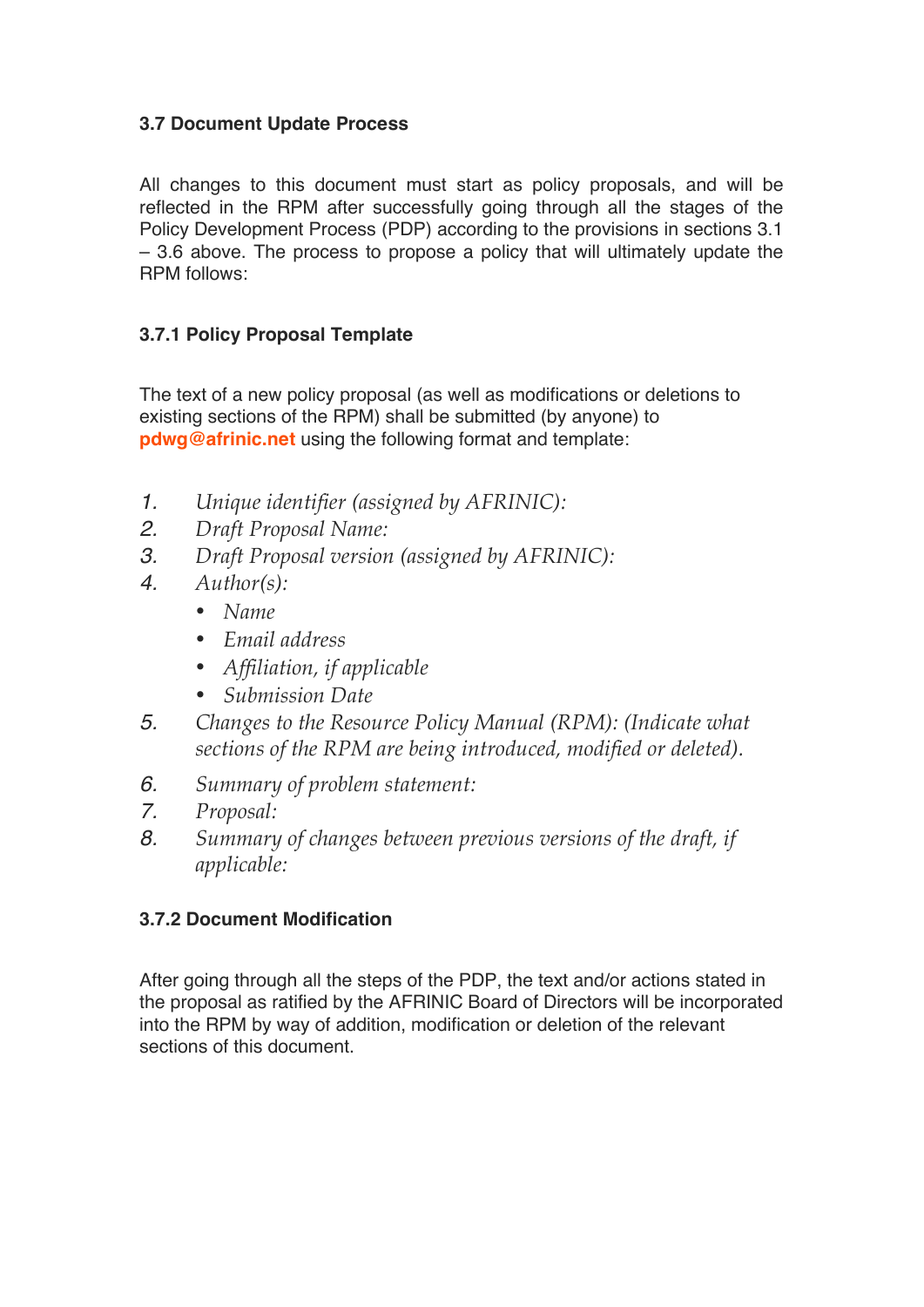### 3.7 Document Update Process

All changes to this document must start as policy proposals, and will be reflected in the RPM after successfully going through all the stages of the Policy Development Process (PDP) according to the provisions in sections 3.1 – 3.6 above. The process to propose a policy that will ultimately update the RPM follows:

#### 3.7.1 Policy Proposal Template

The text of a new policy proposal (as well as modifications or deletions to existing sections of the RPM) shall be submitted (by anyone) to **pdwg@afrinic.net** using the following format and template:

1. *Unique identifier (assigned by AFRINIC):*
2. *Draft Proposal Name:*
3. *Draft Proposal version (assigned by AFRINIC):*
4. *Author(s):*
   - *Name*
   - *Email address*
   - *Affiliation, if applicable*
   - *Submission Date*
5. *Changes to the Resource Policy Manual (RPM): (Indicate what sections of the RPM are being introduced, modified or deleted).*
6. *Summary of problem statement:*
7. *Proposal:*
8. *Summary of changes between previous versions of the draft, if applicable:*

#### 3.7.2 Document Modification

After going through all the steps of the PDP, the text and/or actions stated in the proposal as ratified by the AFRINIC Board of Directors will be incorporated into the RPM by way of addition, modification or deletion of the relevant sections of this document.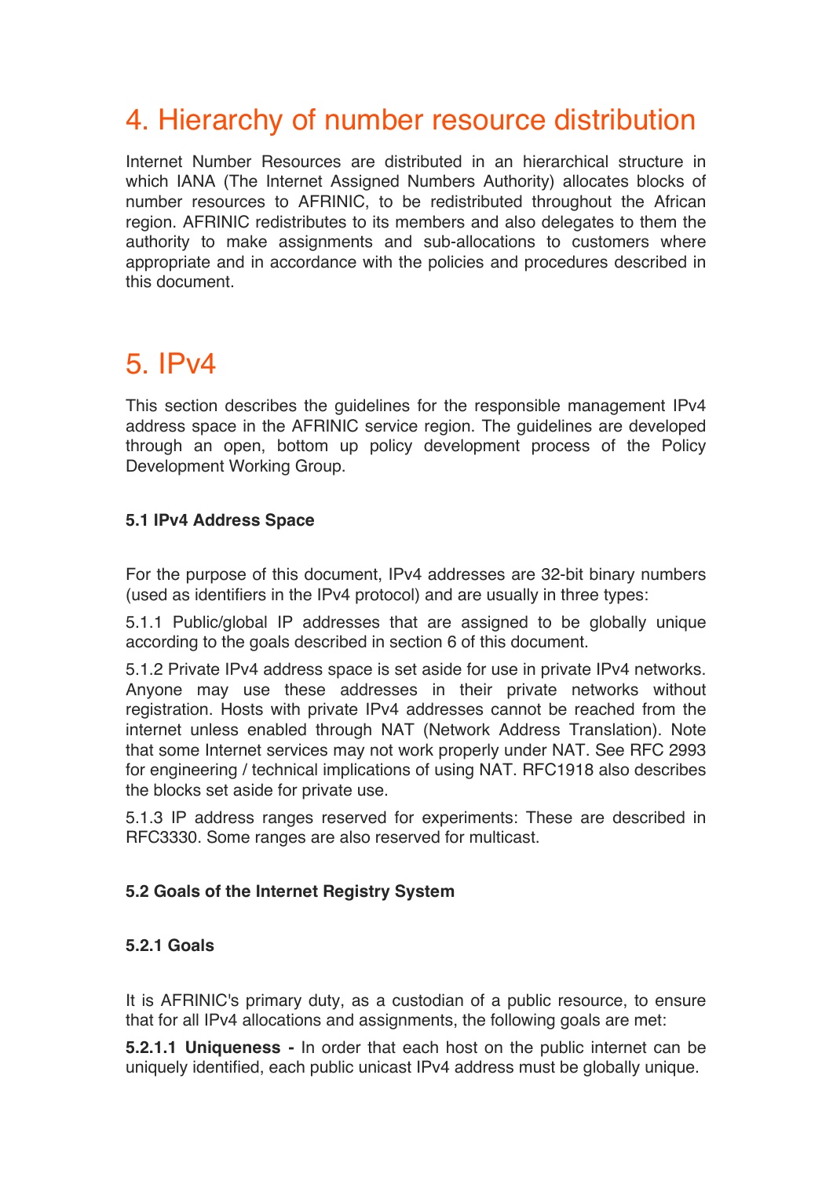# 4. Hierarchy of number resource distribution

Internet Number Resources are distributed in an hierarchical structure in which IANA (The Internet Assigned Numbers Authority) allocates blocks of number resources to AFRINIC, to be redistributed throughout the African region. AFRINIC redistributes to its members and also delegates to them the authority to make assignments and sub-allocations to customers where appropriate and in accordance with the policies and procedures described in this document.

# 5. IPv4

This section describes the guidelines for the responsible management IPv4 address space in the AFRINIC service region. The guidelines are developed through an open, bottom up policy development process of the Policy Development Working Group.

### 5.1 IPv4 Address Space

For the purpose of this document, IPv4 addresses are 32-bit binary numbers (used as identifiers in the IPv4 protocol) and are usually in three types:

5.1.1 Public/global IP addresses that are assigned to be globally unique according to the goals described in section 6 of this document.

5.1.2 Private IPv4 address space is set aside for use in private IPv4 networks. Anyone may use these addresses in their private networks without registration. Hosts with private IPv4 addresses cannot be reached from the internet unless enabled through NAT (Network Address Translation). Note that some Internet services may not work properly under NAT. See RFC 2993 for engineering / technical implications of using NAT. RFC1918 also describes the blocks set aside for private use.

5.1.3 IP address ranges reserved for experiments: These are described in RFC3330. Some ranges are also reserved for multicast.

### 5.2 Goals of the Internet Registry System

#### 5.2.1 Goals

It is AFRINIC's primary duty, as a custodian of a public resource, to ensure that for all IPv4 allocations and assignments, the following goals are met:

**5.2.1.1 Uniqueness -** In order that each host on the public internet can be uniquely identified, each public unicast IPv4 address must be globally unique.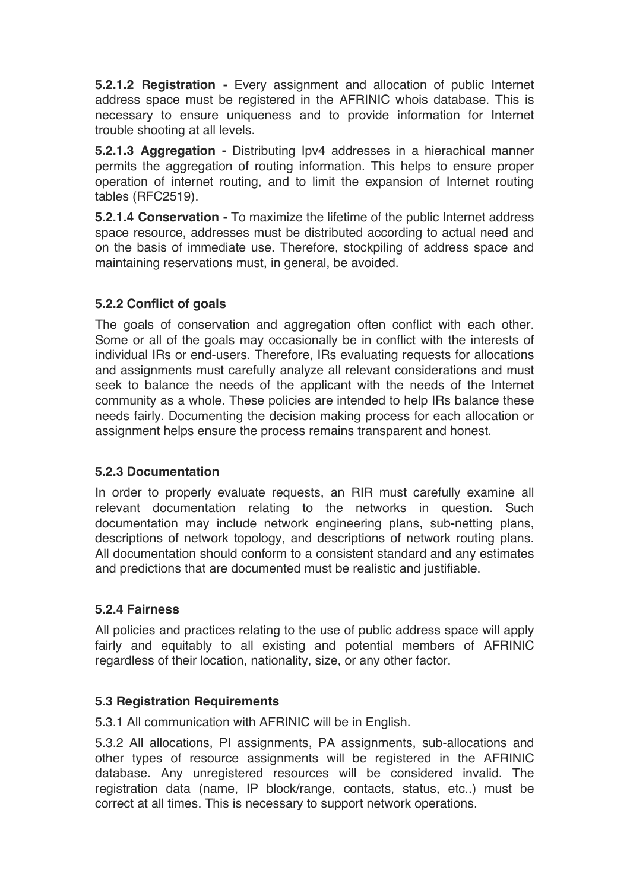**5.2.1.2 Registration -** Every assignment and allocation of public Internet address space must be registered in the AFRINIC whois database. This is necessary to ensure uniqueness and to provide information for Internet trouble shooting at all levels.

**5.2.1.3 Aggregation -** Distributing Ipv4 addresses in a hierachical manner permits the aggregation of routing information. This helps to ensure proper operation of internet routing, and to limit the expansion of Internet routing tables (RFC2519).

**5.2.1.4 Conservation -** To maximize the lifetime of the public Internet address space resource, addresses must be distributed according to actual need and on the basis of immediate use. Therefore, stockpiling of address space and maintaining reservations must, in general, be avoided.

### 5.2.2 Conflict of goals

The goals of conservation and aggregation often conflict with each other. Some or all of the goals may occasionally be in conflict with the interests of individual IRs or end-users. Therefore, IRs evaluating requests for allocations and assignments must carefully analyze all relevant considerations and must seek to balance the needs of the applicant with the needs of the Internet community as a whole. These policies are intended to help IRs balance these needs fairly. Documenting the decision making process for each allocation or assignment helps ensure the process remains transparent and honest.

### 5.2.3 Documentation

In order to properly evaluate requests, an RIR must carefully examine all relevant documentation relating to the networks in question. Such documentation may include network engineering plans, sub-netting plans, descriptions of network topology, and descriptions of network routing plans. All documentation should conform to a consistent standard and any estimates and predictions that are documented must be realistic and justifiable.

### 5.2.4 Fairness

All policies and practices relating to the use of public address space will apply fairly and equitably to all existing and potential members of AFRINIC regardless of their location, nationality, size, or any other factor.

### 5.3 Registration Requirements

5.3.1 All communication with AFRINIC will be in English.

5.3.2 All allocations, PI assignments, PA assignments, sub-allocations and other types of resource assignments will be registered in the AFRINIC database. Any unregistered resources will be considered invalid. The registration data (name, IP block/range, contacts, status, etc..) must be correct at all times. This is necessary to support network operations.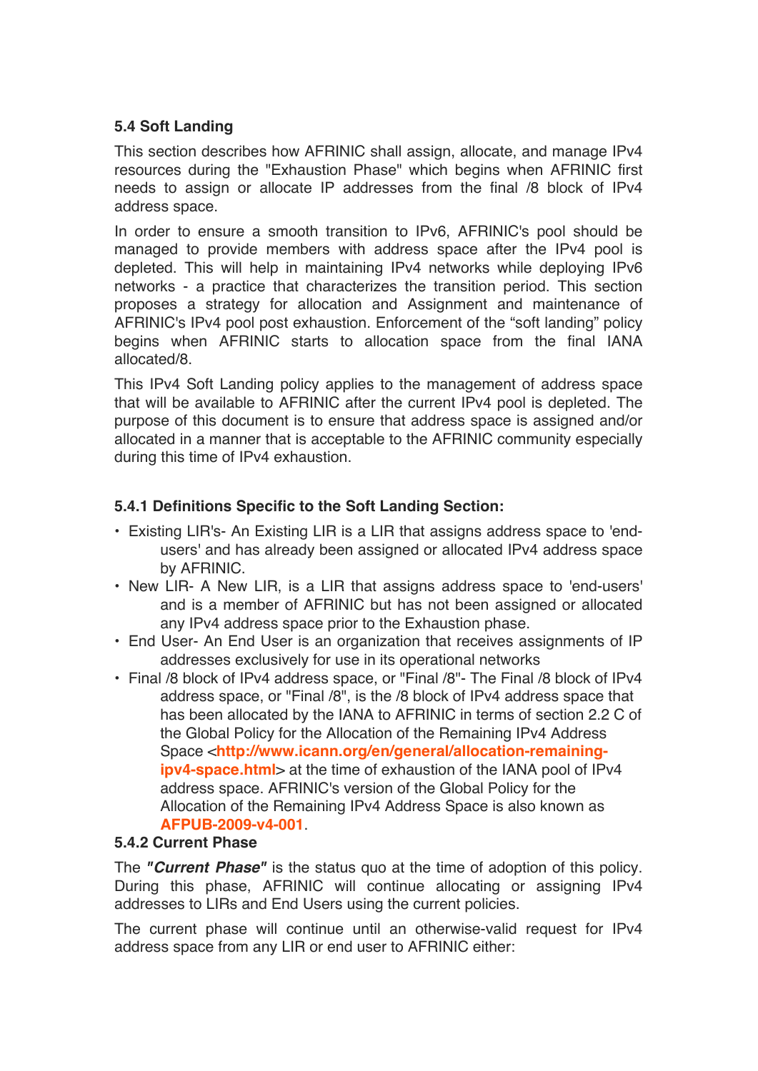### 5.4 Soft Landing

This section describes how AFRINIC shall assign, allocate, and manage IPv4 resources during the "Exhaustion Phase" which begins when AFRINIC first needs to assign or allocate IP addresses from the final /8 block of IPv4 address space.

In order to ensure a smooth transition to IPv6, AFRINIC's pool should be managed to provide members with address space after the IPv4 pool is depleted. This will help in maintaining IPv4 networks while deploying IPv6 networks - a practice that characterizes the transition period. This section proposes a strategy for allocation and Assignment and maintenance of AFRINIC's IPv4 pool post exhaustion. Enforcement of the "soft landing" policy begins when AFRINIC starts to allocation space from the final IANA allocated/8.

This IPv4 Soft Landing policy applies to the management of address space that will be available to AFRINIC after the current IPv4 pool is depleted. The purpose of this document is to ensure that address space is assigned and/or allocated in a manner that is acceptable to the AFRINIC community especially during this time of IPv4 exhaustion.

#### 5.4.1 Definitions Specific to the Soft Landing Section:

- Existing LIR's- An Existing LIR is a LIR that assigns address space to 'end-users' and has already been assigned or allocated IPv4 address space by AFRINIC.
- New LIR- A New LIR, is a LIR that assigns address space to 'end-users' and is a member of AFRINIC but has not been assigned or allocated any IPv4 address space prior to the Exhaustion phase.
- End User- An End User is an organization that receives assignments of IP addresses exclusively for use in its operational networks
- Final /8 block of IPv4 address space, or "Final /8"- The Final /8 block of IPv4 address space, or "Final /8", is the /8 block of IPv4 address space that has been allocated by the IANA to AFRINIC in terms of section 2.2 C of the Global Policy for the Allocation of the Remaining IPv4 Address Space <**http://www.icann.org/en/general/allocation-remaining-ipv4-space.html**> at the time of exhaustion of the IANA pool of IPv4 address space. AFRINIC's version of the Global Policy for the Allocation of the Remaining IPv4 Address Space is also known as **AFPUB-2009-v4-001**.

#### 5.4.2 Current Phase

The ***"Current Phase"*** is the status quo at the time of adoption of this policy. During this phase, AFRINIC will continue allocating or assigning IPv4 addresses to LIRs and End Users using the current policies.

The current phase will continue until an otherwise-valid request for IPv4 address space from any LIR or end user to AFRINIC either: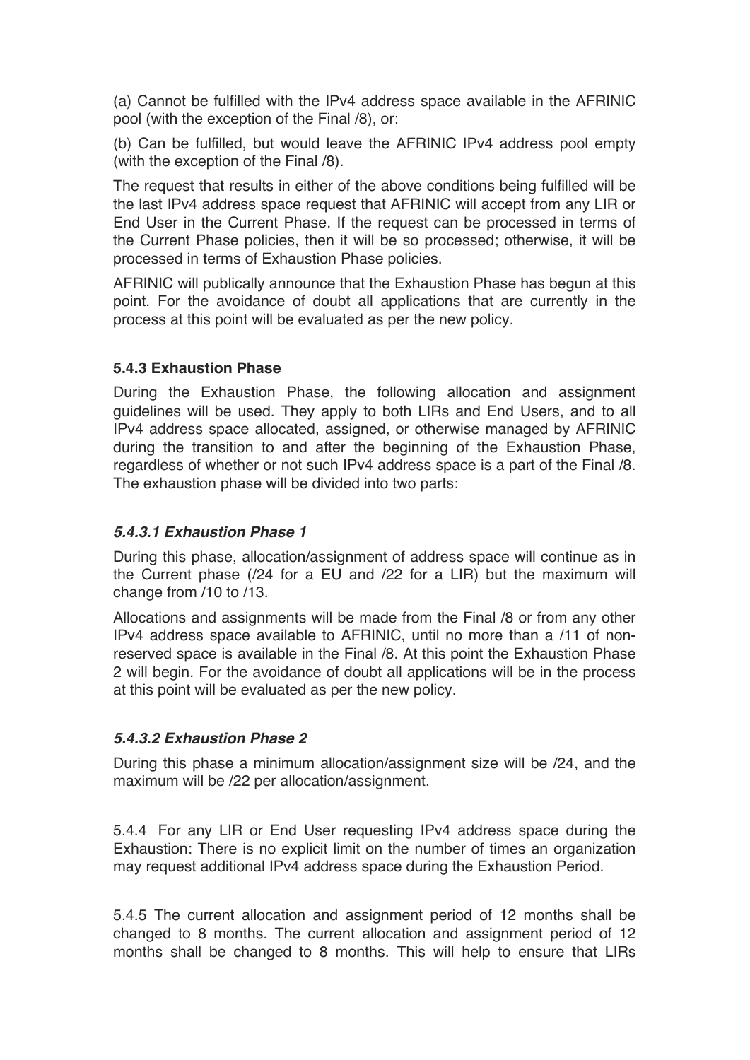(a) Cannot be fulfilled with the IPv4 address space available in the AFRINIC pool (with the exception of the Final /8), or:

(b) Can be fulfilled, but would leave the AFRINIC IPv4 address pool empty (with the exception of the Final /8).

The request that results in either of the above conditions being fulfilled will be the last IPv4 address space request that AFRINIC will accept from any LIR or End User in the Current Phase. If the request can be processed in terms of the Current Phase policies, then it will be so processed; otherwise, it will be processed in terms of Exhaustion Phase policies.

AFRINIC will publically announce that the Exhaustion Phase has begun at this point. For the avoidance of doubt all applications that are currently in the process at this point will be evaluated as per the new policy.

### 5.4.3 Exhaustion Phase

During the Exhaustion Phase, the following allocation and assignment guidelines will be used. They apply to both LIRs and End Users, and to all IPv4 address space allocated, assigned, or otherwise managed by AFRINIC during the transition to and after the beginning of the Exhaustion Phase, regardless of whether or not such IPv4 address space is a part of the Final /8. The exhaustion phase will be divided into two parts:

#### *5.4.3.1 Exhaustion Phase 1*

During this phase, allocation/assignment of address space will continue as in the Current phase (/24 for a EU and /22 for a LIR) but the maximum will change from /10 to /13.

Allocations and assignments will be made from the Final /8 or from any other IPv4 address space available to AFRINIC, until no more than a /11 of non-reserved space is available in the Final /8. At this point the Exhaustion Phase 2 will begin. For the avoidance of doubt all applications will be in the process at this point will be evaluated as per the new policy.

#### *5.4.3.2 Exhaustion Phase 2*

During this phase a minimum allocation/assignment size will be /24, and the maximum will be /22 per allocation/assignment.

5.4.4 For any LIR or End User requesting IPv4 address space during the Exhaustion: There is no explicit limit on the number of times an organization may request additional IPv4 address space during the Exhaustion Period.

5.4.5 The current allocation and assignment period of 12 months shall be changed to 8 months. The current allocation and assignment period of 12 months shall be changed to 8 months. This will help to ensure that LIRs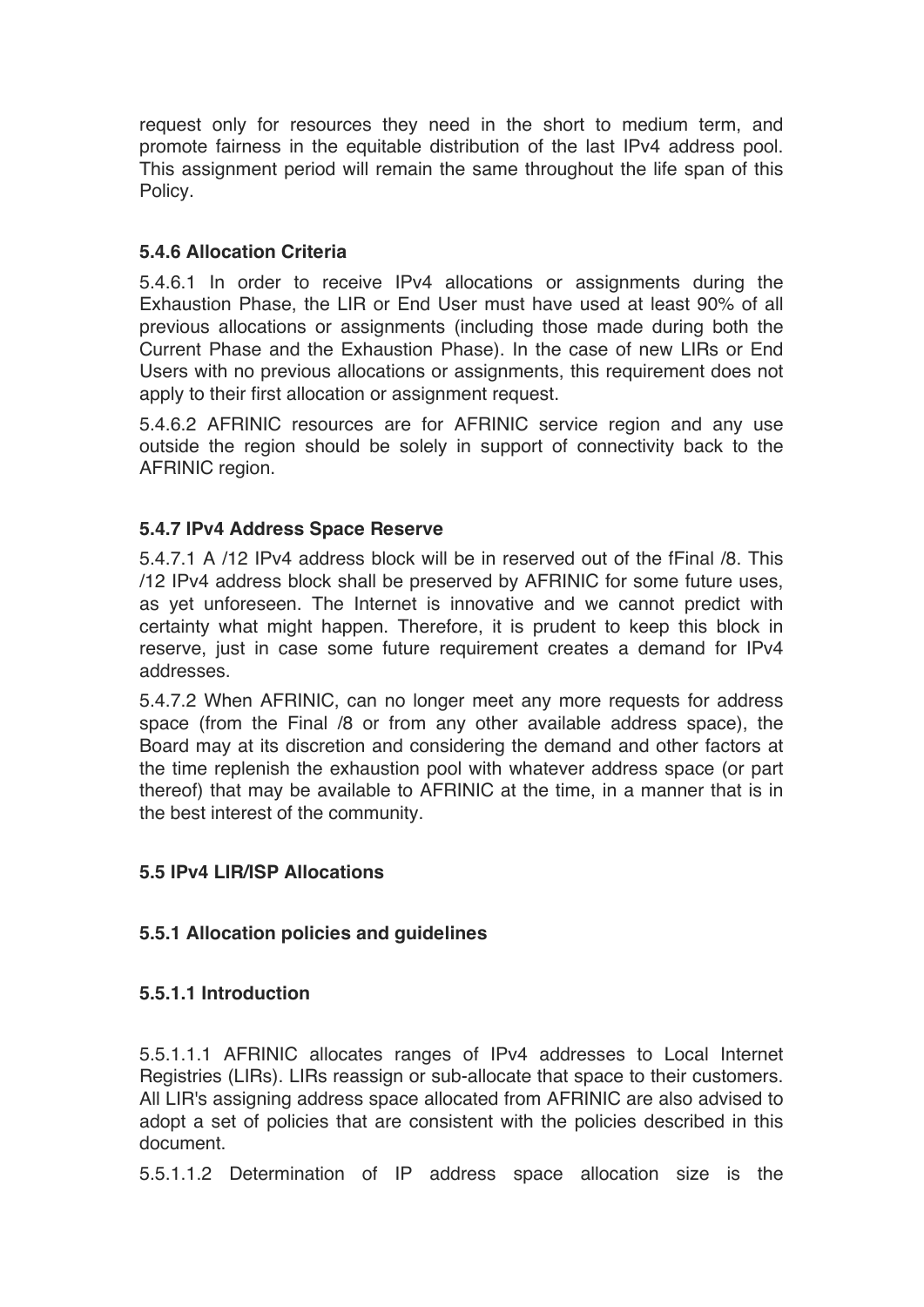request only for resources they need in the short to medium term, and promote fairness in the equitable distribution of the last IPv4 address pool. This assignment period will remain the same throughout the life span of this Policy.

### 5.4.6 Allocation Criteria

5.4.6.1 In order to receive IPv4 allocations or assignments during the Exhaustion Phase, the LIR or End User must have used at least 90% of all previous allocations or assignments (including those made during both the Current Phase and the Exhaustion Phase). In the case of new LIRs or End Users with no previous allocations or assignments, this requirement does not apply to their first allocation or assignment request.

5.4.6.2 AFRINIC resources are for AFRINIC service region and any use outside the region should be solely in support of connectivity back to the AFRINIC region.

### 5.4.7 IPv4 Address Space Reserve

5.4.7.1 A /12 IPv4 address block will be in reserved out of the fFinal /8. This /12 IPv4 address block shall be preserved by AFRINIC for some future uses, as yet unforeseen. The Internet is innovative and we cannot predict with certainty what might happen. Therefore, it is prudent to keep this block in reserve, just in case some future requirement creates a demand for IPv4 addresses.

5.4.7.2 When AFRINIC, can no longer meet any more requests for address space (from the Final /8 or from any other available address space), the Board may at its discretion and considering the demand and other factors at the time replenish the exhaustion pool with whatever address space (or part thereof) that may be available to AFRINIC at the time, in a manner that is in the best interest of the community.

## 5.5 IPv4 LIR/ISP Allocations

### 5.5.1 Allocation policies and guidelines

#### 5.5.1.1 Introduction

5.5.1.1.1 AFRINIC allocates ranges of IPv4 addresses to Local Internet Registries (LIRs). LIRs reassign or sub-allocate that space to their customers. All LIR's assigning address space allocated from AFRINIC are also advised to adopt a set of policies that are consistent with the policies described in this document.

5.5.1.1.2 Determination of IP address space allocation size is the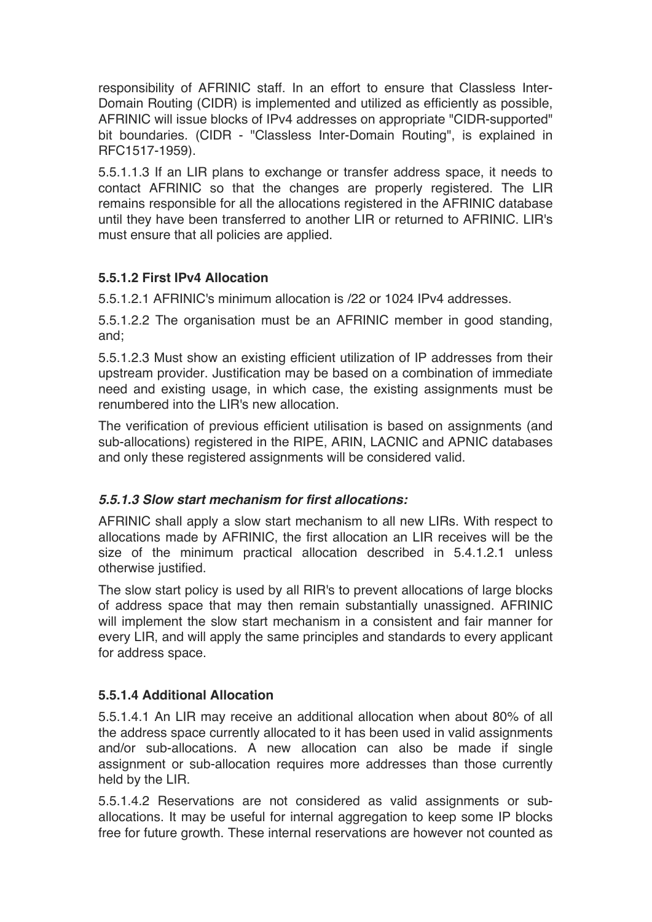responsibility of AFRINIC staff. In an effort to ensure that Classless Inter-Domain Routing (CIDR) is implemented and utilized as efficiently as possible, AFRINIC will issue blocks of IPv4 addresses on appropriate "CIDR-supported" bit boundaries. (CIDR - "Classless Inter-Domain Routing", is explained in RFC1517-1959).

5.5.1.1.3 If an LIR plans to exchange or transfer address space, it needs to contact AFRINIC so that the changes are properly registered. The LIR remains responsible for all the allocations registered in the AFRINIC database until they have been transferred to another LIR or returned to AFRINIC. LIR's must ensure that all policies are applied.

#### 5.5.1.2 First IPv4 Allocation

5.5.1.2.1 AFRINIC's minimum allocation is /22 or 1024 IPv4 addresses.

5.5.1.2.2 The organisation must be an AFRINIC member in good standing, and;

5.5.1.2.3 Must show an existing efficient utilization of IP addresses from their upstream provider. Justification may be based on a combination of immediate need and existing usage, in which case, the existing assignments must be renumbered into the LIR's new allocation.

The verification of previous efficient utilisation is based on assignments (and sub-allocations) registered in the RIPE, ARIN, LACNIC and APNIC databases and only these registered assignments will be considered valid.

#### *5.5.1.3 Slow start mechanism for first allocations:*

AFRINIC shall apply a slow start mechanism to all new LIRs. With respect to allocations made by AFRINIC, the first allocation an LIR receives will be the size of the minimum practical allocation described in 5.4.1.2.1 unless otherwise justified.

The slow start policy is used by all RIR's to prevent allocations of large blocks of address space that may then remain substantially unassigned. AFRINIC will implement the slow start mechanism in a consistent and fair manner for every LIR, and will apply the same principles and standards to every applicant for address space.

#### 5.5.1.4 Additional Allocation

5.5.1.4.1 An LIR may receive an additional allocation when about 80% of all the address space currently allocated to it has been used in valid assignments and/or sub-allocations. A new allocation can also be made if single assignment or sub-allocation requires more addresses than those currently held by the LIR.

5.5.1.4.2 Reservations are not considered as valid assignments or sub-allocations. It may be useful for internal aggregation to keep some IP blocks free for future growth. These internal reservations are however not counted as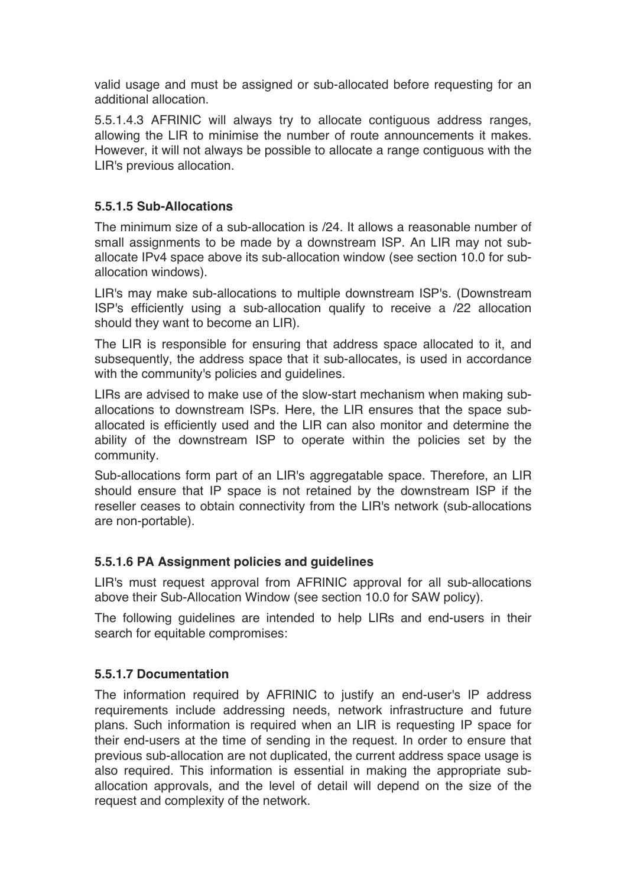valid usage and must be assigned or sub-allocated before requesting for an additional allocation.

5.5.1.4.3 AFRINIC will always try to allocate contiguous address ranges, allowing the LIR to minimise the number of route announcements it makes. However, it will not always be possible to allocate a range contiguous with the LIR's previous allocation.

### 5.5.1.5 Sub-Allocations

The minimum size of a sub-allocation is /24. It allows a reasonable number of small assignments to be made by a downstream ISP. An LIR may not sub-allocate IPv4 space above its sub-allocation window (see section 10.0 for sub-allocation windows).

LIR's may make sub-allocations to multiple downstream ISP's. (Downstream ISP's efficiently using a sub-allocation qualify to receive a /22 allocation should they want to become an LIR).

The LIR is responsible for ensuring that address space allocated to it, and subsequently, the address space that it sub-allocates, is used in accordance with the community's policies and guidelines.

LIRs are advised to make use of the slow-start mechanism when making sub-allocations to downstream ISPs. Here, the LIR ensures that the space sub-allocated is efficiently used and the LIR can also monitor and determine the ability of the downstream ISP to operate within the policies set by the community.

Sub-allocations form part of an LIR's aggregatable space. Therefore, an LIR should ensure that IP space is not retained by the downstream ISP if the reseller ceases to obtain connectivity from the LIR's network (sub-allocations are non-portable).

### 5.5.1.6 PA Assignment policies and guidelines

LIR's must request approval from AFRINIC approval for all sub-allocations above their Sub-Allocation Window (see section 10.0 for SAW policy).

The following guidelines are intended to help LIRs and end-users in their search for equitable compromises:

### 5.5.1.7 Documentation

The information required by AFRINIC to justify an end-user's IP address requirements include addressing needs, network infrastructure and future plans. Such information is required when an LIR is requesting IP space for their end-users at the time of sending in the request. In order to ensure that previous sub-allocation are not duplicated, the current address space usage is also required. This information is essential in making the appropriate sub-allocation approvals, and the level of detail will depend on the size of the request and complexity of the network.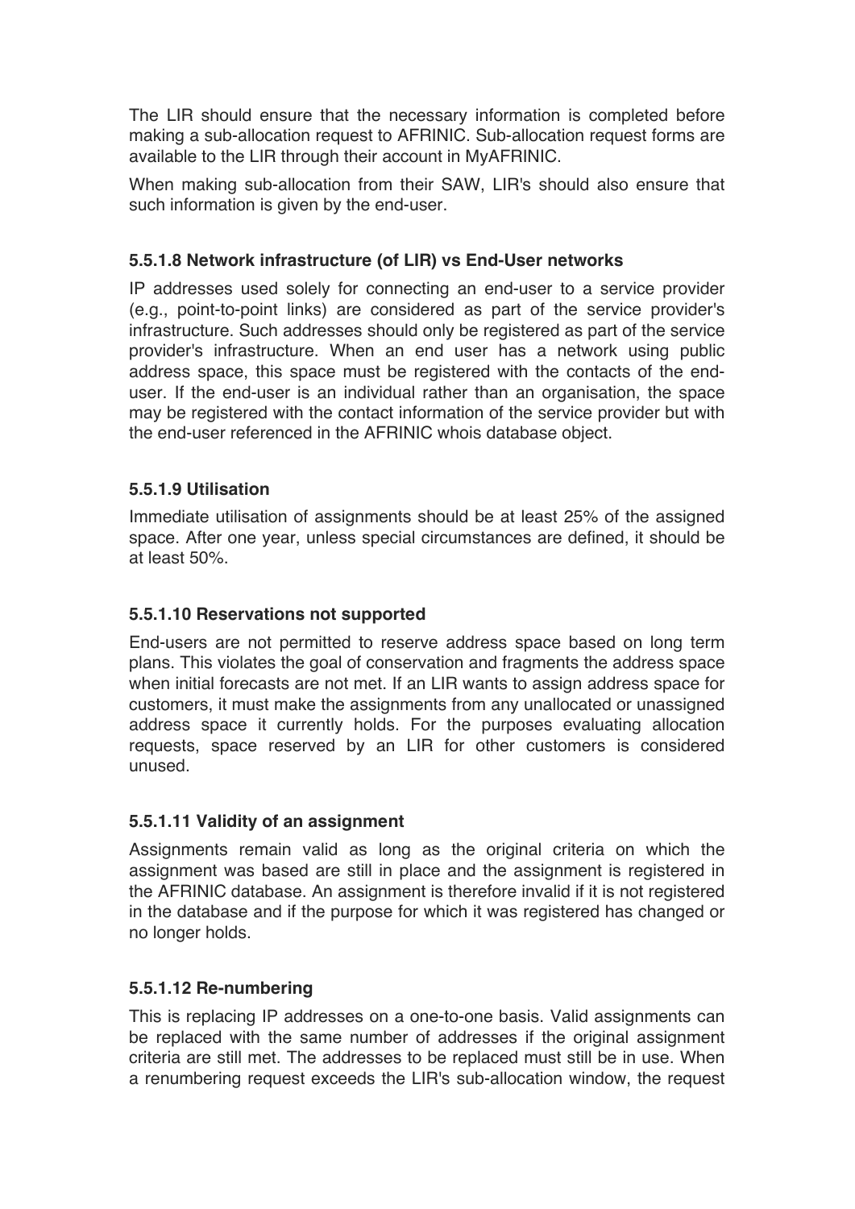The LIR should ensure that the necessary information is completed before making a sub-allocation request to AFRINIC. Sub-allocation request forms are available to the LIR through their account in MyAFRINIC.

When making sub-allocation from their SAW, LIR's should also ensure that such information is given by the end-user.

#### 5.5.1.8 Network infrastructure (of LIR) vs End-User networks

IP addresses used solely for connecting an end-user to a service provider (e.g., point-to-point links) are considered as part of the service provider's infrastructure. Such addresses should only be registered as part of the service provider's infrastructure. When an end user has a network using public address space, this space must be registered with the contacts of the end-user. If the end-user is an individual rather than an organisation, the space may be registered with the contact information of the service provider but with the end-user referenced in the AFRINIC whois database object.

#### 5.5.1.9 Utilisation

Immediate utilisation of assignments should be at least 25% of the assigned space. After one year, unless special circumstances are defined, it should be at least 50%.

#### 5.5.1.10 Reservations not supported

End-users are not permitted to reserve address space based on long term plans. This violates the goal of conservation and fragments the address space when initial forecasts are not met. If an LIR wants to assign address space for customers, it must make the assignments from any unallocated or unassigned address space it currently holds. For the purposes evaluating allocation requests, space reserved by an LIR for other customers is considered unused.

#### 5.5.1.11 Validity of an assignment

Assignments remain valid as long as the original criteria on which the assignment was based are still in place and the assignment is registered in the AFRINIC database. An assignment is therefore invalid if it is not registered in the database and if the purpose for which it was registered has changed or no longer holds.

#### 5.5.1.12 Re-numbering

This is replacing IP addresses on a one-to-one basis. Valid assignments can be replaced with the same number of addresses if the original assignment criteria are still met. The addresses to be replaced must still be in use. When a renumbering request exceeds the LIR's sub-allocation window, the request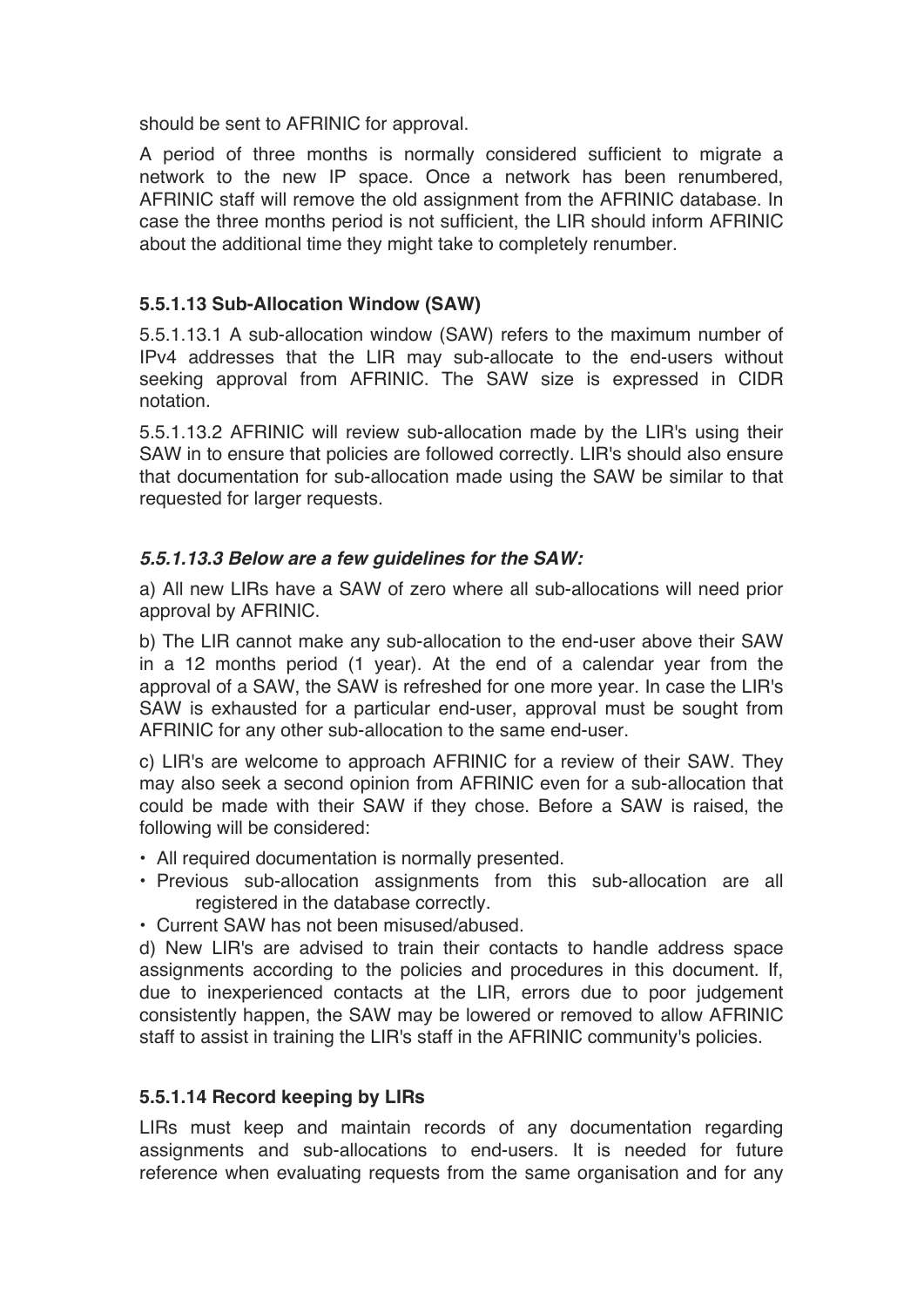should be sent to AFRINIC for approval.

A period of three months is normally considered sufficient to migrate a network to the new IP space. Once a network has been renumbered, AFRINIC staff will remove the old assignment from the AFRINIC database. In case the three months period is not sufficient, the LIR should inform AFRINIC about the additional time they might take to completely renumber.

### 5.5.1.13 Sub-Allocation Window (SAW)

5.5.1.13.1 A sub-allocation window (SAW) refers to the maximum number of IPv4 addresses that the LIR may sub-allocate to the end-users without seeking approval from AFRINIC. The SAW size is expressed in CIDR notation.

5.5.1.13.2 AFRINIC will review sub-allocation made by the LIR's using their SAW in to ensure that policies are followed correctly. LIR's should also ensure that documentation for sub-allocation made using the SAW be similar to that requested for larger requests.

#### *5.5.1.13.3 Below are a few guidelines for the SAW:*

a) All new LIRs have a SAW of zero where all sub-allocations will need prior approval by AFRINIC.

b) The LIR cannot make any sub-allocation to the end-user above their SAW in a 12 months period (1 year). At the end of a calendar year from the approval of a SAW, the SAW is refreshed for one more year. In case the LIR's SAW is exhausted for a particular end-user, approval must be sought from AFRINIC for any other sub-allocation to the same end-user.

c) LIR's are welcome to approach AFRINIC for a review of their SAW. They may also seek a second opinion from AFRINIC even for a sub-allocation that could be made with their SAW if they chose. Before a SAW is raised, the following will be considered:

- All required documentation is normally presented.
- Previous sub-allocation assignments from this sub-allocation are all registered in the database correctly.
- Current SAW has not been misused/abused.

d) New LIR's are advised to train their contacts to handle address space assignments according to the policies and procedures in this document. If, due to inexperienced contacts at the LIR, errors due to poor judgement consistently happen, the SAW may be lowered or removed to allow AFRINIC staff to assist in training the LIR's staff in the AFRINIC community's policies.

### 5.5.1.14 Record keeping by LIRs

LIRs must keep and maintain records of any documentation regarding assignments and sub-allocations to end-users. It is needed for future reference when evaluating requests from the same organisation and for any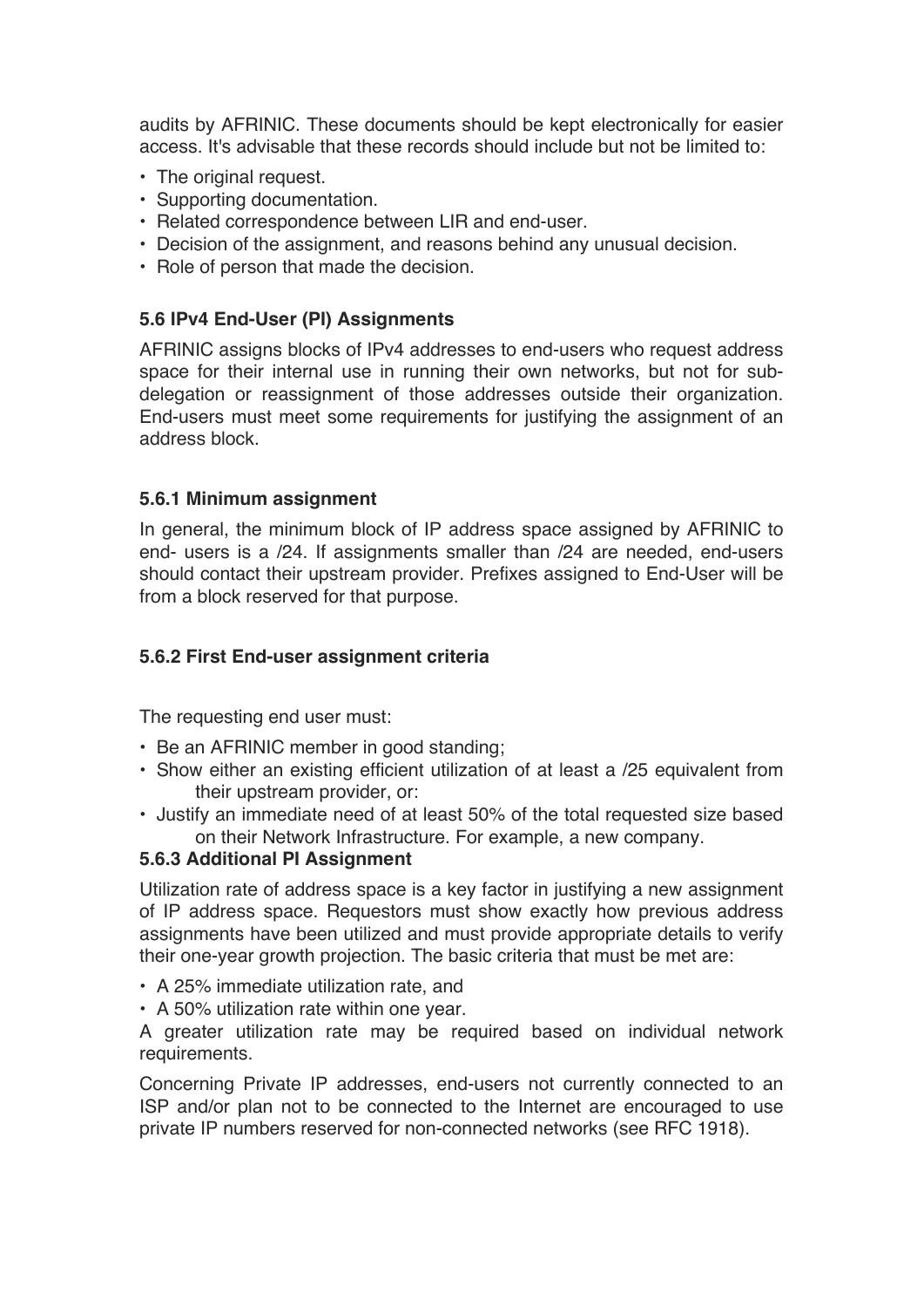audits by AFRINIC. These documents should be kept electronically for easier access. It's advisable that these records should include but not be limited to:

- The original request.
- Supporting documentation.
- Related correspondence between LIR and end-user.
- Decision of the assignment, and reasons behind any unusual decision.
- Role of person that made the decision.

### 5.6 IPv4 End-User (PI) Assignments

AFRINIC assigns blocks of IPv4 addresses to end-users who request address space for their internal use in running their own networks, but not for sub-delegation or reassignment of those addresses outside their organization. End-users must meet some requirements for justifying the assignment of an address block.

#### 5.6.1 Minimum assignment

In general, the minimum block of IP address space assigned by AFRINIC to end- users is a /24. If assignments smaller than /24 are needed, end-users should contact their upstream provider. Prefixes assigned to End-User will be from a block reserved for that purpose.

#### 5.6.2 First End-user assignment criteria

The requesting end user must:

- Be an AFRINIC member in good standing;
- Show either an existing efficient utilization of at least a /25 equivalent from their upstream provider, or:
- Justify an immediate need of at least 50% of the total requested size based on their Network Infrastructure. For example, a new company.

#### 5.6.3 Additional PI Assignment

Utilization rate of address space is a key factor in justifying a new assignment of IP address space. Requestors must show exactly how previous address assignments have been utilized and must provide appropriate details to verify their one-year growth projection. The basic criteria that must be met are:

- A 25% immediate utilization rate, and
- A 50% utilization rate within one year.

A greater utilization rate may be required based on individual network requirements.

Concerning Private IP addresses, end-users not currently connected to an ISP and/or plan not to be connected to the Internet are encouraged to use private IP numbers reserved for non-connected networks (see RFC 1918).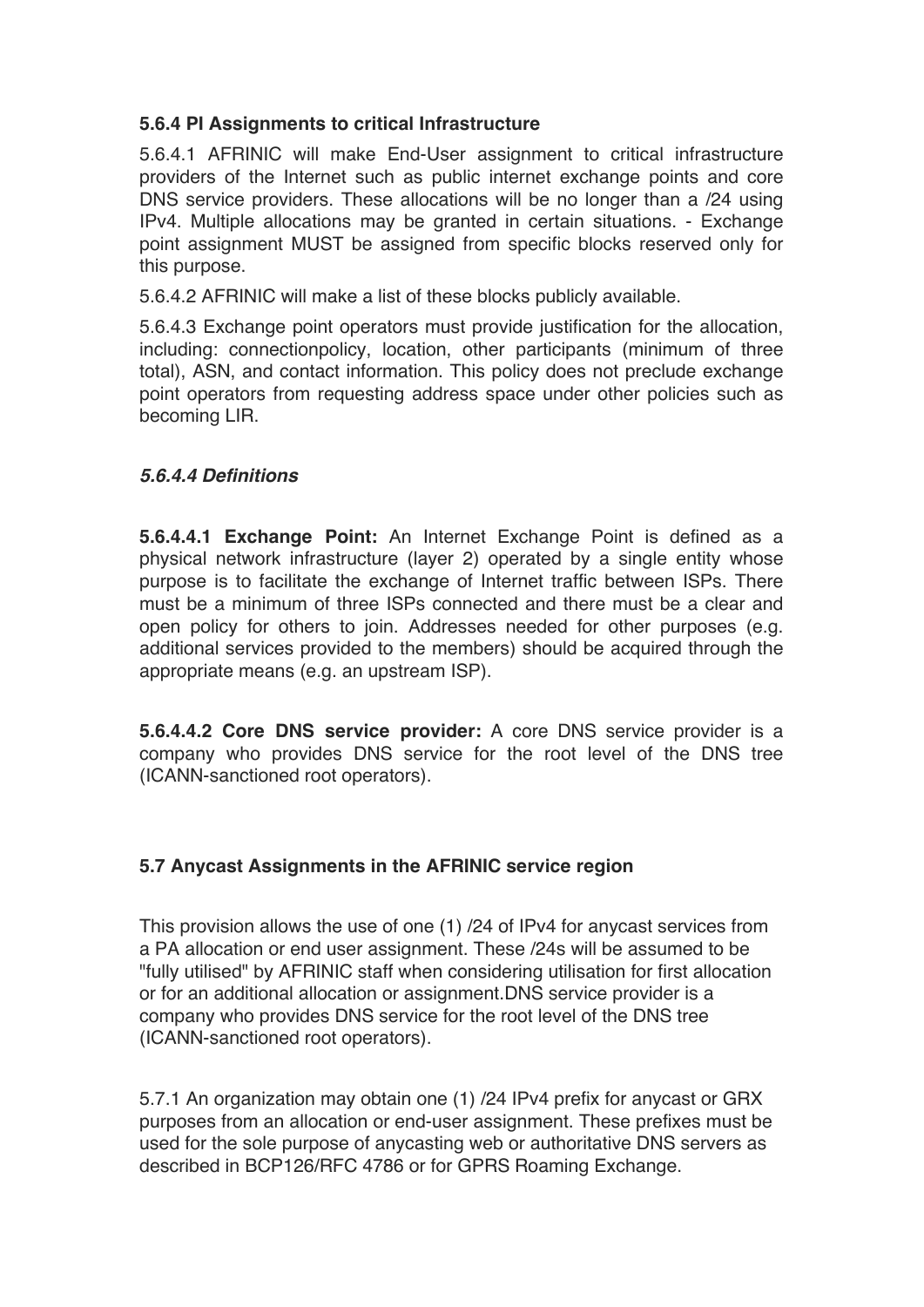**5.6.4 PI Assignments to critical Infrastructure**

5.6.4.1 AFRINIC will make End-User assignment to critical infrastructure providers of the Internet such as public internet exchange points and core DNS service providers. These allocations will be no longer than a /24 using IPv4. Multiple allocations may be granted in certain situations. - Exchange point assignment MUST be assigned from specific blocks reserved only for this purpose.

5.6.4.2 AFRINIC will make a list of these blocks publicly available.

5.6.4.3 Exchange point operators must provide justification for the allocation, including: connectionpolicy, location, other participants (minimum of three total), ASN, and contact information. This policy does not preclude exchange point operators from requesting address space under other policies such as becoming LIR.

***5.6.4.4 Definitions***

**5.6.4.4.1 Exchange Point:** An Internet Exchange Point is defined as a physical network infrastructure (layer 2) operated by a single entity whose purpose is to facilitate the exchange of Internet traffic between ISPs. There must be a minimum of three ISPs connected and there must be a clear and open policy for others to join. Addresses needed for other purposes (e.g. additional services provided to the members) should be acquired through the appropriate means (e.g. an upstream ISP).

**5.6.4.4.2 Core DNS service provider:** A core DNS service provider is a company who provides DNS service for the root level of the DNS tree (ICANN-sanctioned root operators).

**5.7 Anycast Assignments in the AFRINIC service region**

This provision allows the use of one (1) /24 of IPv4 for anycast services from a PA allocation or end user assignment. These /24s will be assumed to be "fully utilised" by AFRINIC staff when considering utilisation for first allocation or for an additional allocation or assignment.DNS service provider is a company who provides DNS service for the root level of the DNS tree (ICANN-sanctioned root operators).

5.7.1 An organization may obtain one (1) /24 IPv4 prefix for anycast or GRX purposes from an allocation or end-user assignment. These prefixes must be used for the sole purpose of anycasting web or authoritative DNS servers as described in BCP126/RFC 4786 or for GPRS Roaming Exchange.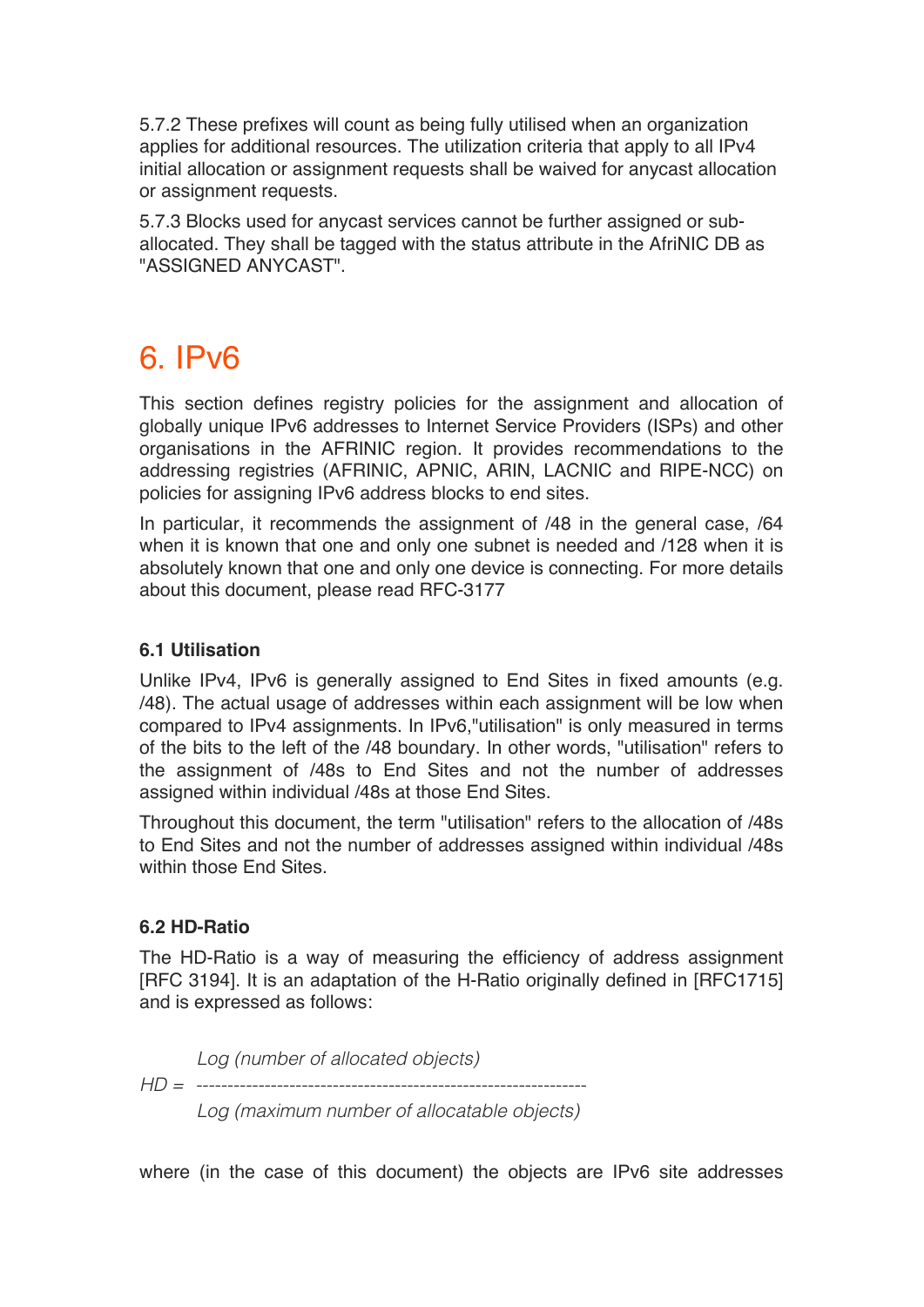5.7.2 These prefixes will count as being fully utilised when an organization applies for additional resources. The utilization criteria that apply to all IPv4 initial allocation or assignment requests shall be waived for anycast allocation or assignment requests.

5.7.3 Blocks used for anycast services cannot be further assigned or sub-allocated. They shall be tagged with the status attribute in the AfriNIC DB as "ASSIGNED ANYCAST".

# 6. IPv6

This section defines registry policies for the assignment and allocation of globally unique IPv6 addresses to Internet Service Providers (ISPs) and other organisations in the AFRINIC region. It provides recommendations to the addressing registries (AFRINIC, APNIC, ARIN, LACNIC and RIPE-NCC) on policies for assigning IPv6 address blocks to end sites.

In particular, it recommends the assignment of /48 in the general case, /64 when it is known that one and only one subnet is needed and /128 when it is absolutely known that one and only one device is connecting. For more details about this document, please read RFC-3177

### 6.1 Utilisation

Unlike IPv4, IPv6 is generally assigned to End Sites in fixed amounts (e.g. /48). The actual usage of addresses within each assignment will be low when compared to IPv4 assignments. In IPv6,"utilisation" is only measured in terms of the bits to the left of the /48 boundary. In other words, "utilisation" refers to the assignment of /48s to End Sites and not the number of addresses assigned within individual /48s at those End Sites.

Throughout this document, the term "utilisation" refers to the allocation of /48s to End Sites and not the number of addresses assigned within individual /48s within those End Sites.

### 6.2 HD-Ratio

The HD-Ratio is a way of measuring the efficiency of address assignment [RFC 3194]. It is an adaptation of the H-Ratio originally defined in [RFC1715] and is expressed as follows:

$$HD = \frac{\text{Log (number of allocated objects)}}{\text{Log (maximum number of allocatable objects)}}$$

where (in the case of this document) the objects are IPv6 site addresses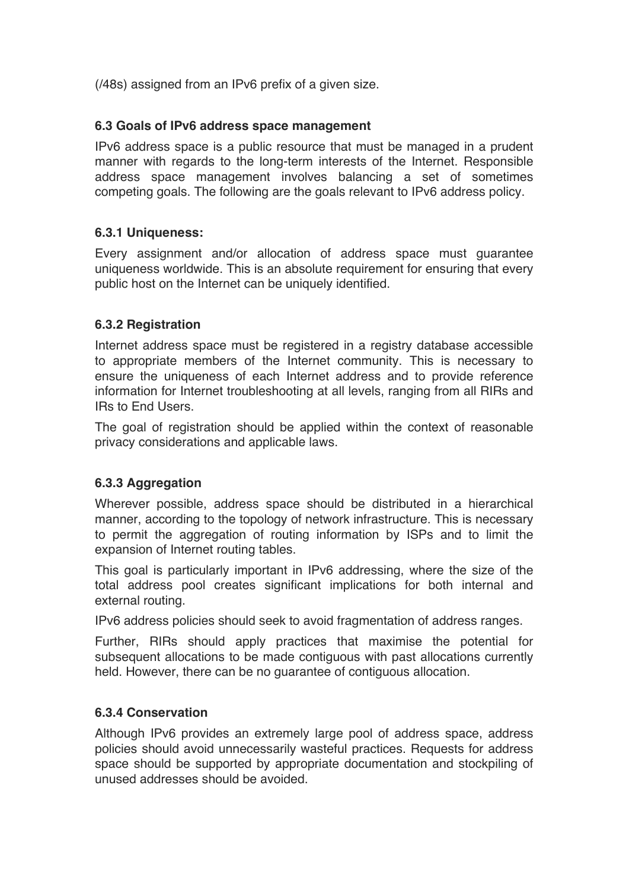(/48s) assigned from an IPv6 prefix of a given size.

### 6.3 Goals of IPv6 address space management

IPv6 address space is a public resource that must be managed in a prudent manner with regards to the long-term interests of the Internet. Responsible address space management involves balancing a set of sometimes competing goals. The following are the goals relevant to IPv6 address policy.

#### 6.3.1 Uniqueness:

Every assignment and/or allocation of address space must guarantee uniqueness worldwide. This is an absolute requirement for ensuring that every public host on the Internet can be uniquely identified.

#### 6.3.2 Registration

Internet address space must be registered in a registry database accessible to appropriate members of the Internet community. This is necessary to ensure the uniqueness of each Internet address and to provide reference information for Internet troubleshooting at all levels, ranging from all RIRs and IRs to End Users.

The goal of registration should be applied within the context of reasonable privacy considerations and applicable laws.

#### 6.3.3 Aggregation

Wherever possible, address space should be distributed in a hierarchical manner, according to the topology of network infrastructure. This is necessary to permit the aggregation of routing information by ISPs and to limit the expansion of Internet routing tables.

This goal is particularly important in IPv6 addressing, where the size of the total address pool creates significant implications for both internal and external routing.

IPv6 address policies should seek to avoid fragmentation of address ranges.

Further, RIRs should apply practices that maximise the potential for subsequent allocations to be made contiguous with past allocations currently held. However, there can be no guarantee of contiguous allocation.

#### 6.3.4 Conservation

Although IPv6 provides an extremely large pool of address space, address policies should avoid unnecessarily wasteful practices. Requests for address space should be supported by appropriate documentation and stockpiling of unused addresses should be avoided.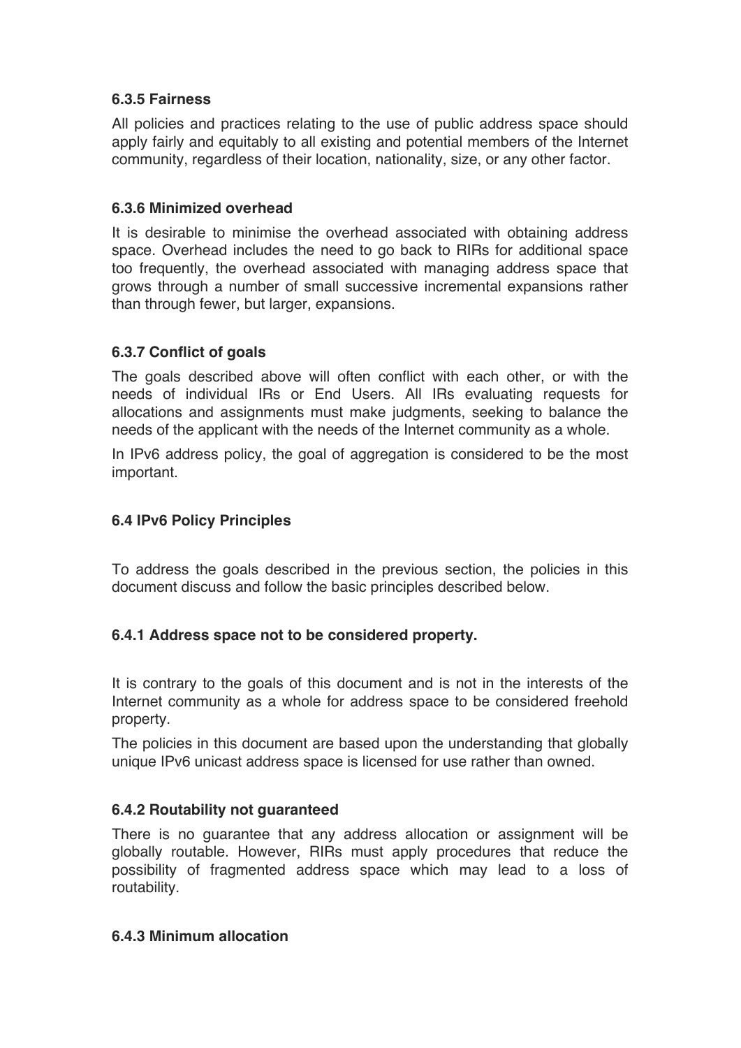#### 6.3.5 Fairness

All policies and practices relating to the use of public address space should apply fairly and equitably to all existing and potential members of the Internet community, regardless of their location, nationality, size, or any other factor.

#### 6.3.6 Minimized overhead

It is desirable to minimise the overhead associated with obtaining address space. Overhead includes the need to go back to RIRs for additional space too frequently, the overhead associated with managing address space that grows through a number of small successive incremental expansions rather than through fewer, but larger, expansions.

#### 6.3.7 Conflict of goals

The goals described above will often conflict with each other, or with the needs of individual IRs or End Users. All IRs evaluating requests for allocations and assignments must make judgments, seeking to balance the needs of the applicant with the needs of the Internet community as a whole.

In IPv6 address policy, the goal of aggregation is considered to be the most important.

### 6.4 IPv6 Policy Principles

To address the goals described in the previous section, the policies in this document discuss and follow the basic principles described below.

#### 6.4.1 Address space not to be considered property.

It is contrary to the goals of this document and is not in the interests of the Internet community as a whole for address space to be considered freehold property.

The policies in this document are based upon the understanding that globally unique IPv6 unicast address space is licensed for use rather than owned.

#### 6.4.2 Routability not guaranteed

There is no guarantee that any address allocation or assignment will be globally routable. However, RIRs must apply procedures that reduce the possibility of fragmented address space which may lead to a loss of routability.

#### 6.4.3 Minimum allocation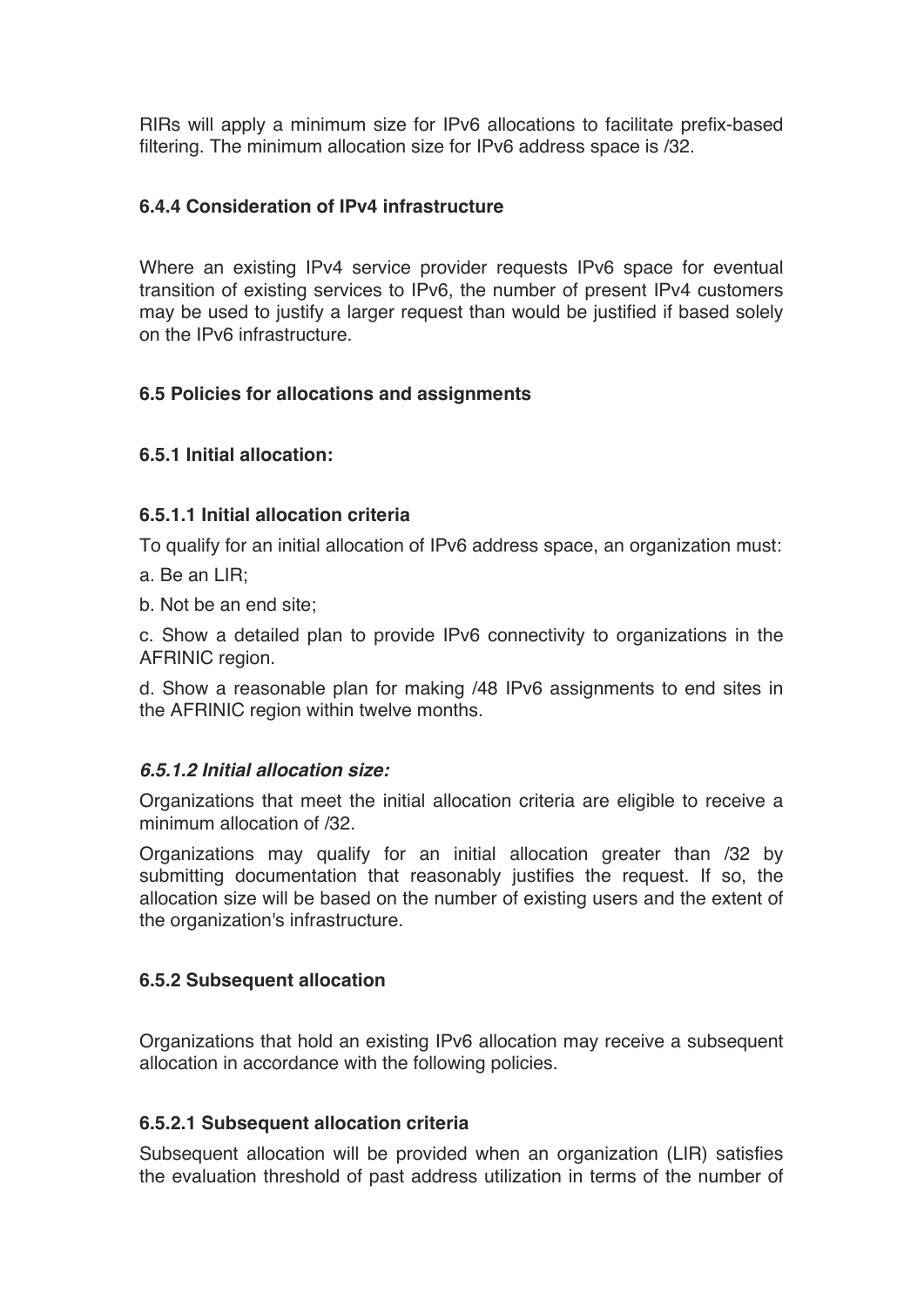RIRs will apply a minimum size for IPv6 allocations to facilitate prefix-based filtering. The minimum allocation size for IPv6 address space is /32.

### 6.4.4 Consideration of IPv4 infrastructure

Where an existing IPv4 service provider requests IPv6 space for eventual transition of existing services to IPv6, the number of present IPv4 customers may be used to justify a larger request than would be justified if based solely on the IPv6 infrastructure.

## 6.5 Policies for allocations and assignments

### 6.5.1 Initial allocation:

#### 6.5.1.1 Initial allocation criteria

To qualify for an initial allocation of IPv6 address space, an organization must:

a. Be an LIR;

b. Not be an end site;

c. Show a detailed plan to provide IPv6 connectivity to organizations in the AFRINIC region.

d. Show a reasonable plan for making /48 IPv6 assignments to end sites in the AFRINIC region within twelve months.

#### *6.5.1.2 Initial allocation size:*

Organizations that meet the initial allocation criteria are eligible to receive a minimum allocation of /32.

Organizations may qualify for an initial allocation greater than /32 by submitting documentation that reasonably justifies the request. If so, the allocation size will be based on the number of existing users and the extent of the organization's infrastructure.

### 6.5.2 Subsequent allocation

Organizations that hold an existing IPv6 allocation may receive a subsequent allocation in accordance with the following policies.

#### 6.5.2.1 Subsequent allocation criteria

Subsequent allocation will be provided when an organization (LIR) satisfies the evaluation threshold of past address utilization in terms of the number of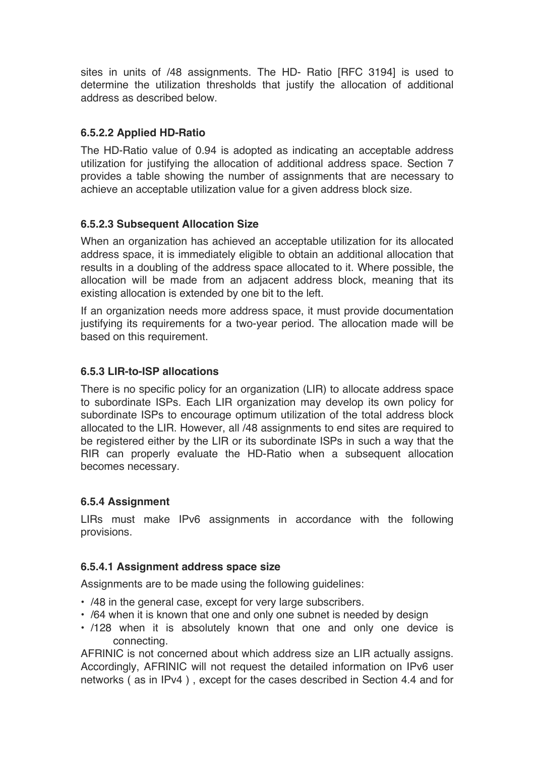sites in units of /48 assignments. The HD- Ratio [RFC 3194] is used to determine the utilization thresholds that justify the allocation of additional address as described below.

#### 6.5.2.2 Applied HD-Ratio

The HD-Ratio value of 0.94 is adopted as indicating an acceptable address utilization for justifying the allocation of additional address space. Section 7 provides a table showing the number of assignments that are necessary to achieve an acceptable utilization value for a given address block size.

#### 6.5.2.3 Subsequent Allocation Size

When an organization has achieved an acceptable utilization for its allocated address space, it is immediately eligible to obtain an additional allocation that results in a doubling of the address space allocated to it. Where possible, the allocation will be made from an adjacent address block, meaning that its existing allocation is extended by one bit to the left.

If an organization needs more address space, it must provide documentation justifying its requirements for a two-year period. The allocation made will be based on this requirement.

### 6.5.3 LIR-to-ISP allocations

There is no specific policy for an organization (LIR) to allocate address space to subordinate ISPs. Each LIR organization may develop its own policy for subordinate ISPs to encourage optimum utilization of the total address block allocated to the LIR. However, all /48 assignments to end sites are required to be registered either by the LIR or its subordinate ISPs in such a way that the RIR can properly evaluate the HD-Ratio when a subsequent allocation becomes necessary.

### 6.5.4 Assignment

LIRs must make IPv6 assignments in accordance with the following provisions.

#### 6.5.4.1 Assignment address space size

Assignments are to be made using the following guidelines:

- /48 in the general case, except for very large subscribers.
- /64 when it is known that one and only one subnet is needed by design
- /128 when it is absolutely known that one and only one device is connecting.

AFRINIC is not concerned about which address size an LIR actually assigns. Accordingly, AFRINIC will not request the detailed information on IPv6 user networks ( as in IPv4 ) , except for the cases described in Section 4.4 and for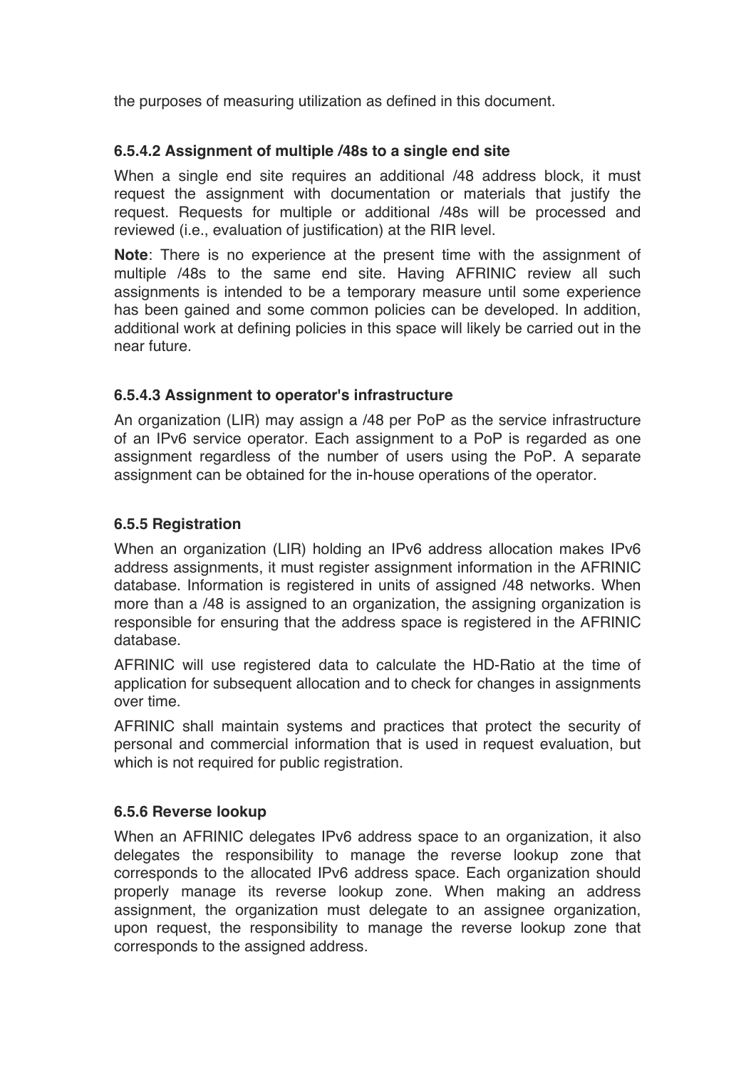the purposes of measuring utilization as defined in this document.

#### 6.5.4.2 Assignment of multiple /48s to a single end site

When a single end site requires an additional /48 address block, it must request the assignment with documentation or materials that justify the request. Requests for multiple or additional /48s will be processed and reviewed (i.e., evaluation of justification) at the RIR level.

**Note**: There is no experience at the present time with the assignment of multiple /48s to the same end site. Having AFRINIC review all such assignments is intended to be a temporary measure until some experience has been gained and some common policies can be developed. In addition, additional work at defining policies in this space will likely be carried out in the near future.

#### 6.5.4.3 Assignment to operator's infrastructure

An organization (LIR) may assign a /48 per PoP as the service infrastructure of an IPv6 service operator. Each assignment to a PoP is regarded as one assignment regardless of the number of users using the PoP. A separate assignment can be obtained for the in-house operations of the operator.

### 6.5.5 Registration

When an organization (LIR) holding an IPv6 address allocation makes IPv6 address assignments, it must register assignment information in the AFRINIC database. Information is registered in units of assigned /48 networks. When more than a /48 is assigned to an organization, the assigning organization is responsible for ensuring that the address space is registered in the AFRINIC database.

AFRINIC will use registered data to calculate the HD-Ratio at the time of application for subsequent allocation and to check for changes in assignments over time.

AFRINIC shall maintain systems and practices that protect the security of personal and commercial information that is used in request evaluation, but which is not required for public registration.

### 6.5.6 Reverse lookup

When an AFRINIC delegates IPv6 address space to an organization, it also delegates the responsibility to manage the reverse lookup zone that corresponds to the allocated IPv6 address space. Each organization should properly manage its reverse lookup zone. When making an address assignment, the organization must delegate to an assignee organization, upon request, the responsibility to manage the reverse lookup zone that corresponds to the assigned address.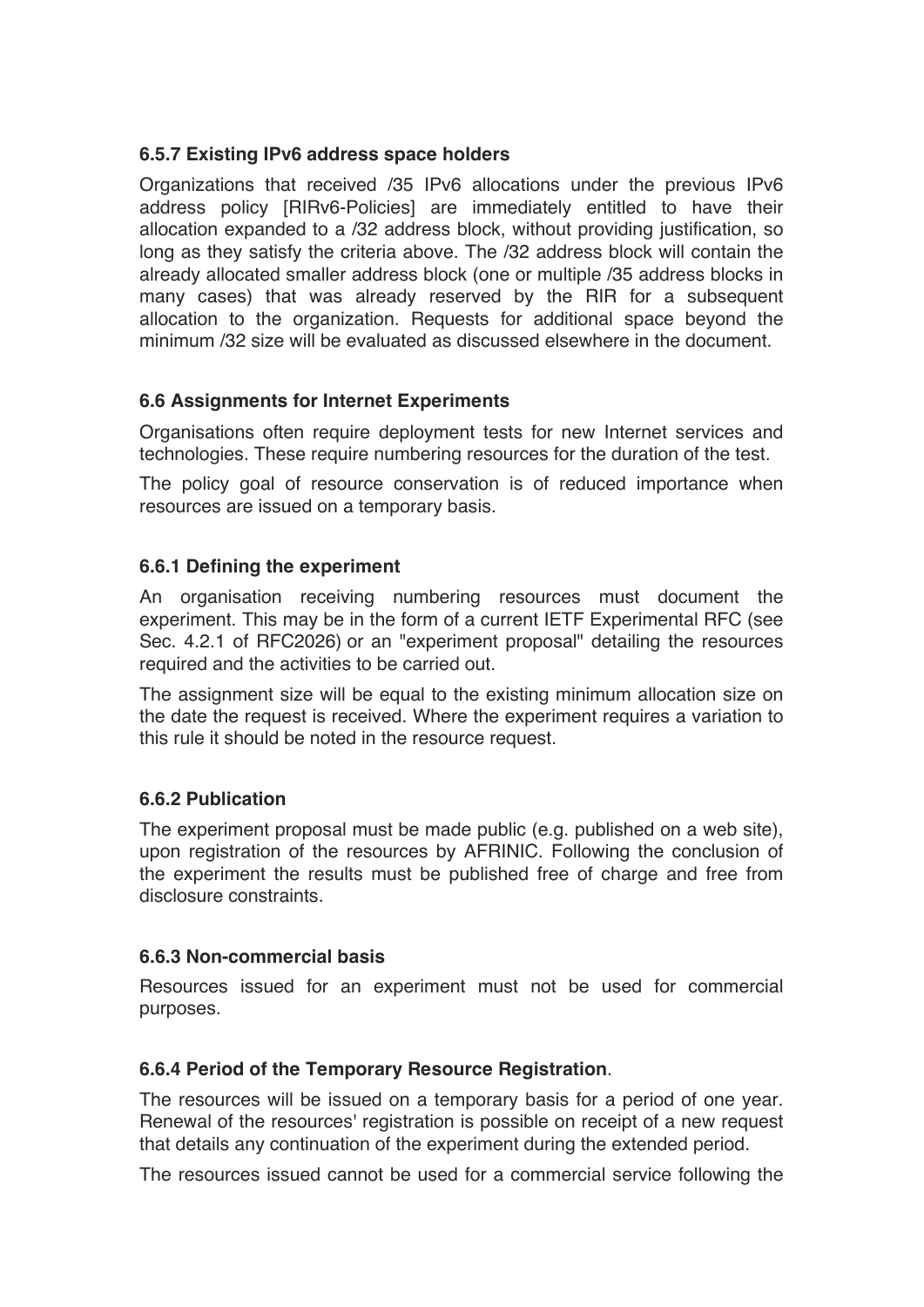### 6.5.7 Existing IPv6 address space holders

Organizations that received /35 IPv6 allocations under the previous IPv6 address policy [RIRv6-Policies] are immediately entitled to have their allocation expanded to a /32 address block, without providing justification, so long as they satisfy the criteria above. The /32 address block will contain the already allocated smaller address block (one or multiple /35 address blocks in many cases) that was already reserved by the RIR for a subsequent allocation to the organization. Requests for additional space beyond the minimum /32 size will be evaluated as discussed elsewhere in the document.

### 6.6 Assignments for Internet Experiments

Organisations often require deployment tests for new Internet services and technologies. These require numbering resources for the duration of the test.

The policy goal of resource conservation is of reduced importance when resources are issued on a temporary basis.

### 6.6.1 Defining the experiment

An organisation receiving numbering resources must document the experiment. This may be in the form of a current IETF Experimental RFC (see Sec. 4.2.1 of RFC2026) or an "experiment proposal" detailing the resources required and the activities to be carried out.

The assignment size will be equal to the existing minimum allocation size on the date the request is received. Where the experiment requires a variation to this rule it should be noted in the resource request.

### 6.6.2 Publication

The experiment proposal must be made public (e.g. published on a web site), upon registration of the resources by AFRINIC. Following the conclusion of the experiment the results must be published free of charge and free from disclosure constraints.

### 6.6.3 Non-commercial basis

Resources issued for an experiment must not be used for commercial purposes.

### 6.6.4 Period of the Temporary Resource Registration.

The resources will be issued on a temporary basis for a period of one year. Renewal of the resources' registration is possible on receipt of a new request that details any continuation of the experiment during the extended period.

The resources issued cannot be used for a commercial service following the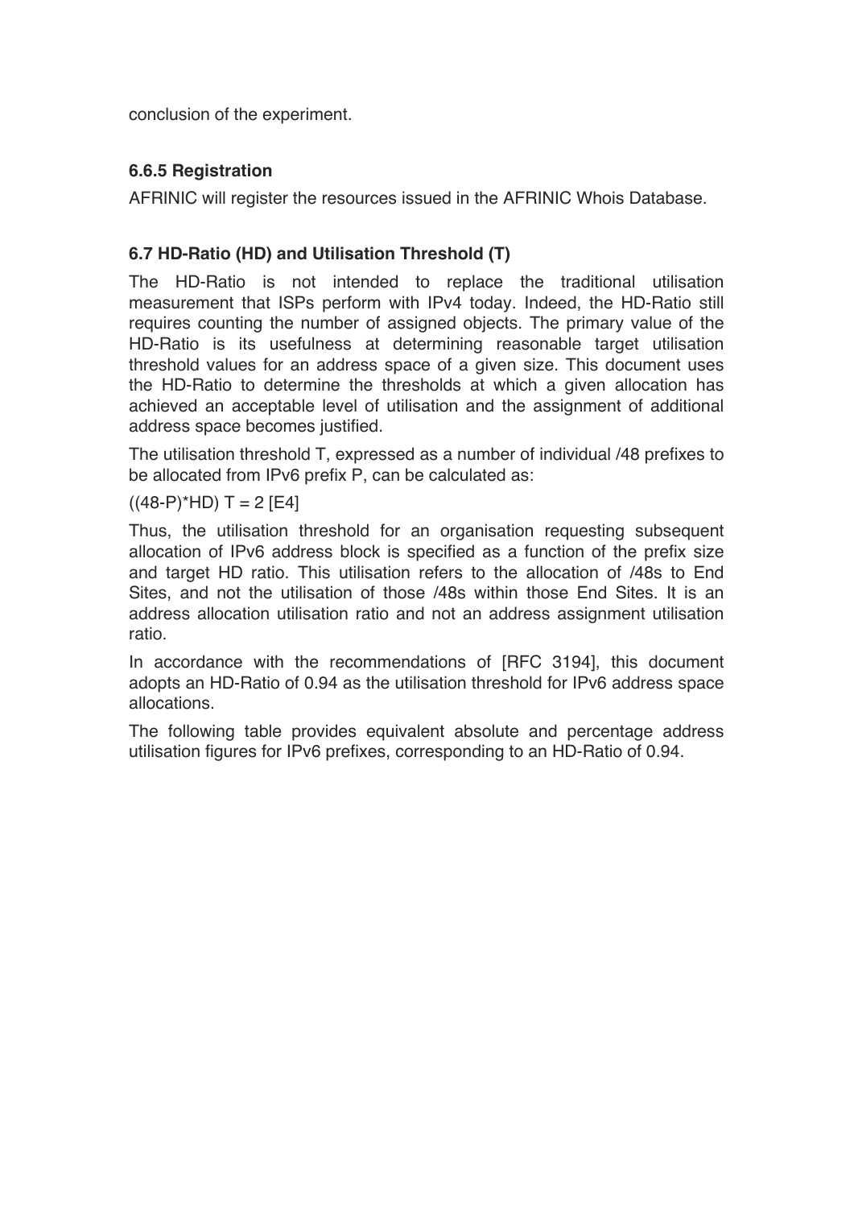conclusion of the experiment.

### 6.6.5 Registration

AFRINIC will register the resources issued in the AFRINIC Whois Database.

## 6.7 HD-Ratio (HD) and Utilisation Threshold (T)

The HD-Ratio is not intended to replace the traditional utilisation measurement that ISPs perform with IPv4 today. Indeed, the HD-Ratio still requires counting the number of assigned objects. The primary value of the HD-Ratio is its usefulness at determining reasonable target utilisation threshold values for an address space of a given size. This document uses the HD-Ratio to determine the thresholds at which a given allocation has achieved an acceptable level of utilisation and the assignment of additional address space becomes justified.

The utilisation threshold T, expressed as a number of individual /48 prefixes to be allocated from IPv6 prefix P, can be calculated as:

$T = 2^{((48-P)*HD)}$ [E4]

Thus, the utilisation threshold for an organisation requesting subsequent allocation of IPv6 address block is specified as a function of the prefix size and target HD ratio. This utilisation refers to the allocation of /48s to End Sites, and not the utilisation of those /48s within those End Sites. It is an address allocation utilisation ratio and not an address assignment utilisation ratio.

In accordance with the recommendations of [RFC 3194], this document adopts an HD-Ratio of 0.94 as the utilisation threshold for IPv6 address space allocations.

The following table provides equivalent absolute and percentage address utilisation figures for IPv6 prefixes, corresponding to an HD-Ratio of 0.94.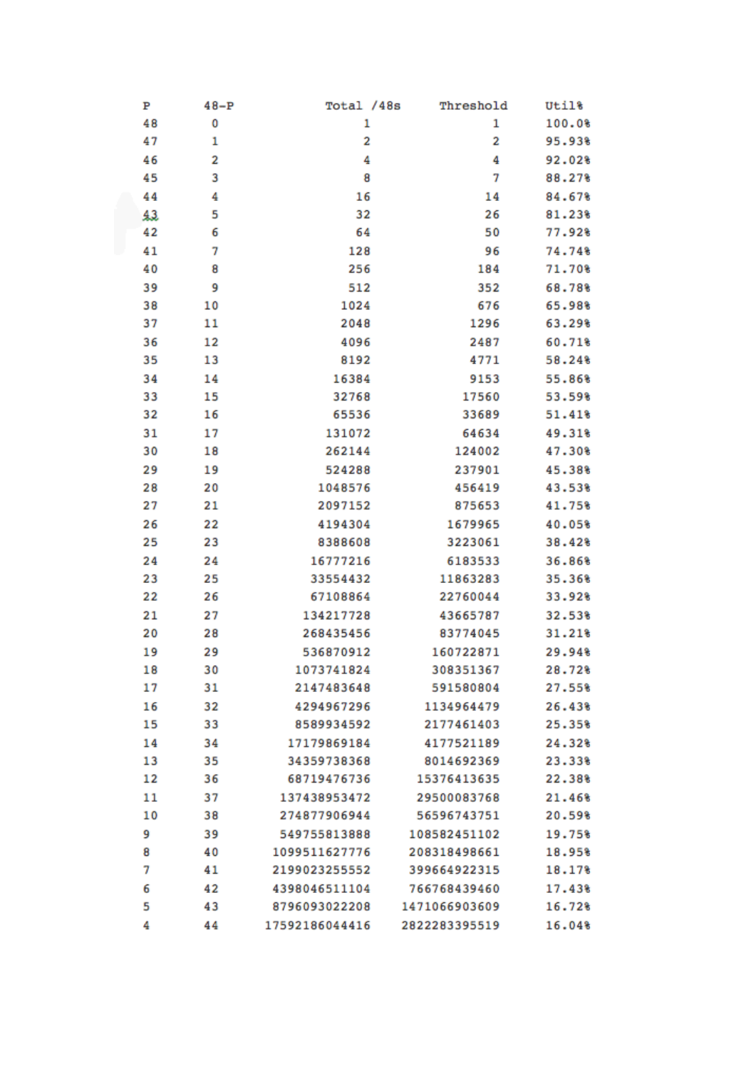| P | 48-P | Total /48s | Threshold | Util% |
|---|---|---|---|---|
| 48 | 0 | 1 | 1 | 100.0% |
| 47 | 1 | 2 | 2 | 95.93% |
| 46 | 2 | 4 | 4 | 92.02% |
| 45 | 3 | 8 | 7 | 88.27% |
| 44 | 4 | 16 | 14 | 84.67% |
| 43 | 5 | 32 | 26 | 81.23% |
| 42 | 6 | 64 | 50 | 77.92% |
| 41 | 7 | 128 | 96 | 74.74% |
| 40 | 8 | 256 | 184 | 71.70% |
| 39 | 9 | 512 | 352 | 68.78% |
| 38 | 10 | 1024 | 676 | 65.98% |
| 37 | 11 | 2048 | 1296 | 63.29% |
| 36 | 12 | 4096 | 2487 | 60.71% |
| 35 | 13 | 8192 | 4771 | 58.24% |
| 34 | 14 | 16384 | 9153 | 55.86% |
| 33 | 15 | 32768 | 17560 | 53.59% |
| 32 | 16 | 65536 | 33689 | 51.41% |
| 31 | 17 | 131072 | 64634 | 49.31% |
| 30 | 18 | 262144 | 124002 | 47.30% |
| 29 | 19 | 524288 | 237901 | 45.38% |
| 28 | 20 | 1048576 | 456419 | 43.53% |
| 27 | 21 | 2097152 | 875653 | 41.75% |
| 26 | 22 | 4194304 | 1679965 | 40.05% |
| 25 | 23 | 8388608 | 3223061 | 38.42% |
| 24 | 24 | 16777216 | 6183533 | 36.86% |
| 23 | 25 | 33554432 | 11863283 | 35.36% |
| 22 | 26 | 67108864 | 22760044 | 33.92% |
| 21 | 27 | 134217728 | 43665787 | 32.53% |
| 20 | 28 | 268435456 | 83774045 | 31.21% |
| 19 | 29 | 536870912 | 160722871 | 29.94% |
| 18 | 30 | 1073741824 | 308351367 | 28.72% |
| 17 | 31 | 2147483648 | 591580804 | 27.55% |
| 16 | 32 | 4294967296 | 1134964479 | 26.43% |
| 15 | 33 | 8589934592 | 2177461403 | 25.35% |
| 14 | 34 | 17179869184 | 4177521189 | 24.32% |
| 13 | 35 | 34359738368 | 8014692369 | 23.33% |
| 12 | 36 | 68719476736 | 15376413635 | 22.38% |
| 11 | 37 | 137438953472 | 29500083768 | 21.46% |
| 10 | 38 | 274877906944 | 56596743751 | 20.59% |
| 9 | 39 | 549755813888 | 108582451102 | 19.75% |
| 8 | 40 | 1099511627776 | 208318498661 | 18.95% |
| 7 | 41 | 2199023255552 | 399664922315 | 18.17% |
| 6 | 42 | 4398046511104 | 766768439460 | 17.43% |
| 5 | 43 | 8796093022208 | 1471066903609 | 16.72% |
| 4 | 44 | 17592186044416 | 2822283395519 | 16.04% |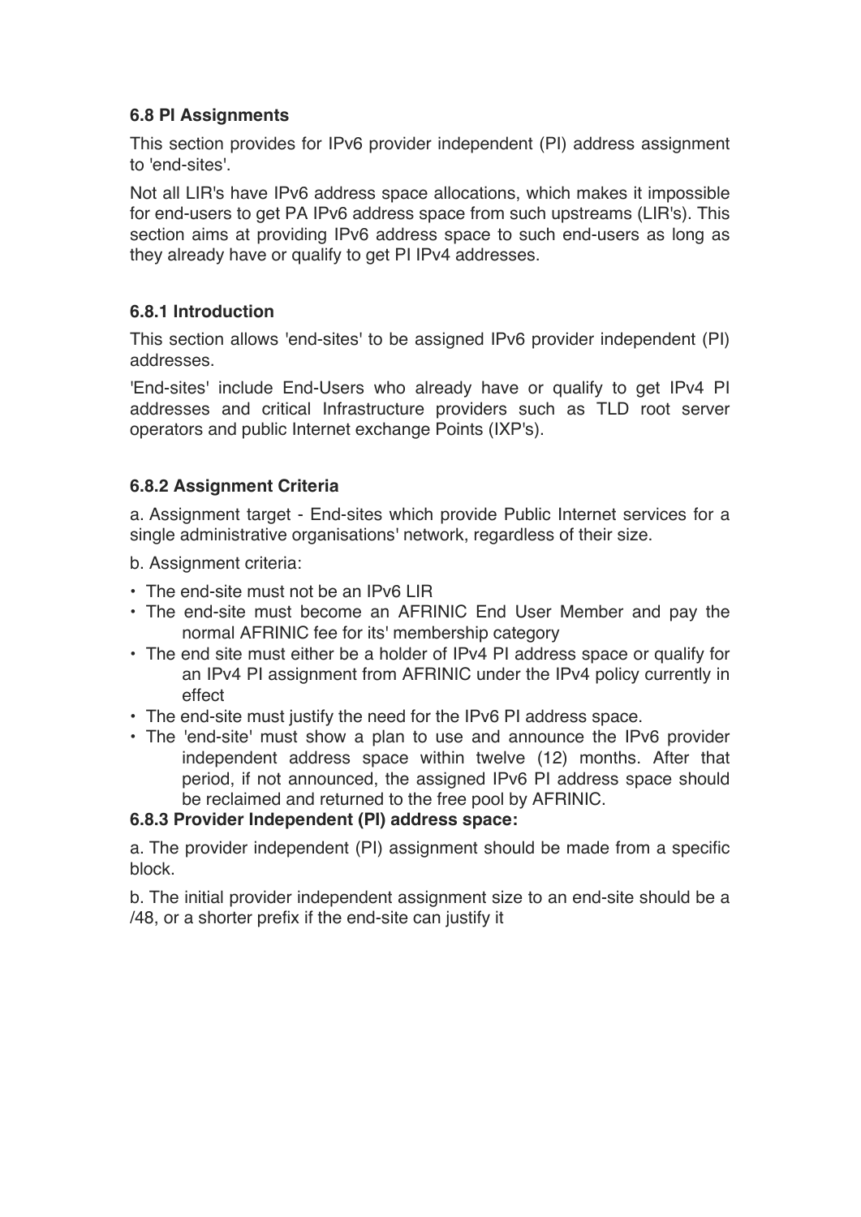### 6.8 PI Assignments

This section provides for IPv6 provider independent (PI) address assignment to 'end-sites'.

Not all LIR's have IPv6 address space allocations, which makes it impossible for end-users to get PA IPv6 address space from such upstreams (LIR's). This section aims at providing IPv6 address space to such end-users as long as they already have or qualify to get PI IPv4 addresses.

### 6.8.1 Introduction

This section allows 'end-sites' to be assigned IPv6 provider independent (PI) addresses.

'End-sites' include End-Users who already have or qualify to get IPv4 PI addresses and critical Infrastructure providers such as TLD root server operators and public Internet exchange Points (IXP's).

### 6.8.2 Assignment Criteria

a. Assignment target - End-sites which provide Public Internet services for a single administrative organisations' network, regardless of their size.

b. Assignment criteria:

- The end-site must not be an IPv6 LIR
- The end-site must become an AFRINIC End User Member and pay the normal AFRINIC fee for its' membership category
- The end site must either be a holder of IPv4 PI address space or qualify for an IPv4 PI assignment from AFRINIC under the IPv4 policy currently in effect
- The end-site must justify the need for the IPv6 PI address space.
- The 'end-site' must show a plan to use and announce the IPv6 provider independent address space within twelve (12) months. After that period, if not announced, the assigned IPv6 PI address space should be reclaimed and returned to the free pool by AFRINIC.

### 6.8.3 Provider Independent (PI) address space:

a. The provider independent (PI) assignment should be made from a specific block.

b. The initial provider independent assignment size to an end-site should be a /48, or a shorter prefix if the end-site can justify it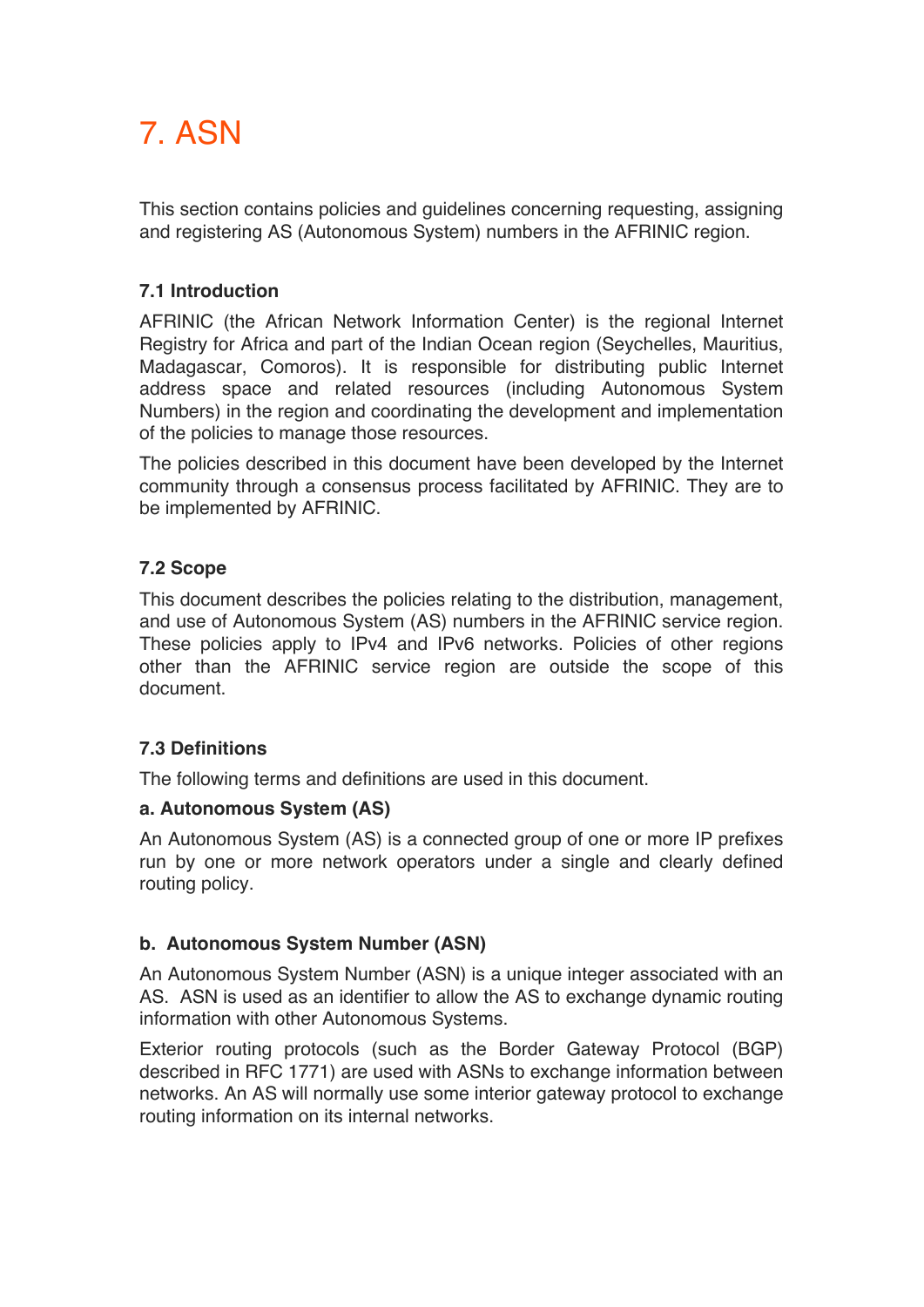# 7. ASN

This section contains policies and guidelines concerning requesting, assigning and registering AS (Autonomous System) numbers in the AFRINIC region.

### 7.1 Introduction

AFRINIC (the African Network Information Center) is the regional Internet Registry for Africa and part of the Indian Ocean region (Seychelles, Mauritius, Madagascar, Comoros). It is responsible for distributing public Internet address space and related resources (including Autonomous System Numbers) in the region and coordinating the development and implementation of the policies to manage those resources.

The policies described in this document have been developed by the Internet community through a consensus process facilitated by AFRINIC. They are to be implemented by AFRINIC.

### 7.2 Scope

This document describes the policies relating to the distribution, management, and use of Autonomous System (AS) numbers in the AFRINIC service region. These policies apply to IPv4 and IPv6 networks. Policies of other regions other than the AFRINIC service region are outside the scope of this document.

### 7.3 Definitions

The following terms and definitions are used in this document.

**a. Autonomous System (AS)**

An Autonomous System (AS) is a connected group of one or more IP prefixes run by one or more network operators under a single and clearly defined routing policy.

**b. Autonomous System Number (ASN)**

An Autonomous System Number (ASN) is a unique integer associated with an AS. ASN is used as an identifier to allow the AS to exchange dynamic routing information with other Autonomous Systems.

Exterior routing protocols (such as the Border Gateway Protocol (BGP) described in RFC 1771) are used with ASNs to exchange information between networks. An AS will normally use some interior gateway protocol to exchange routing information on its internal networks.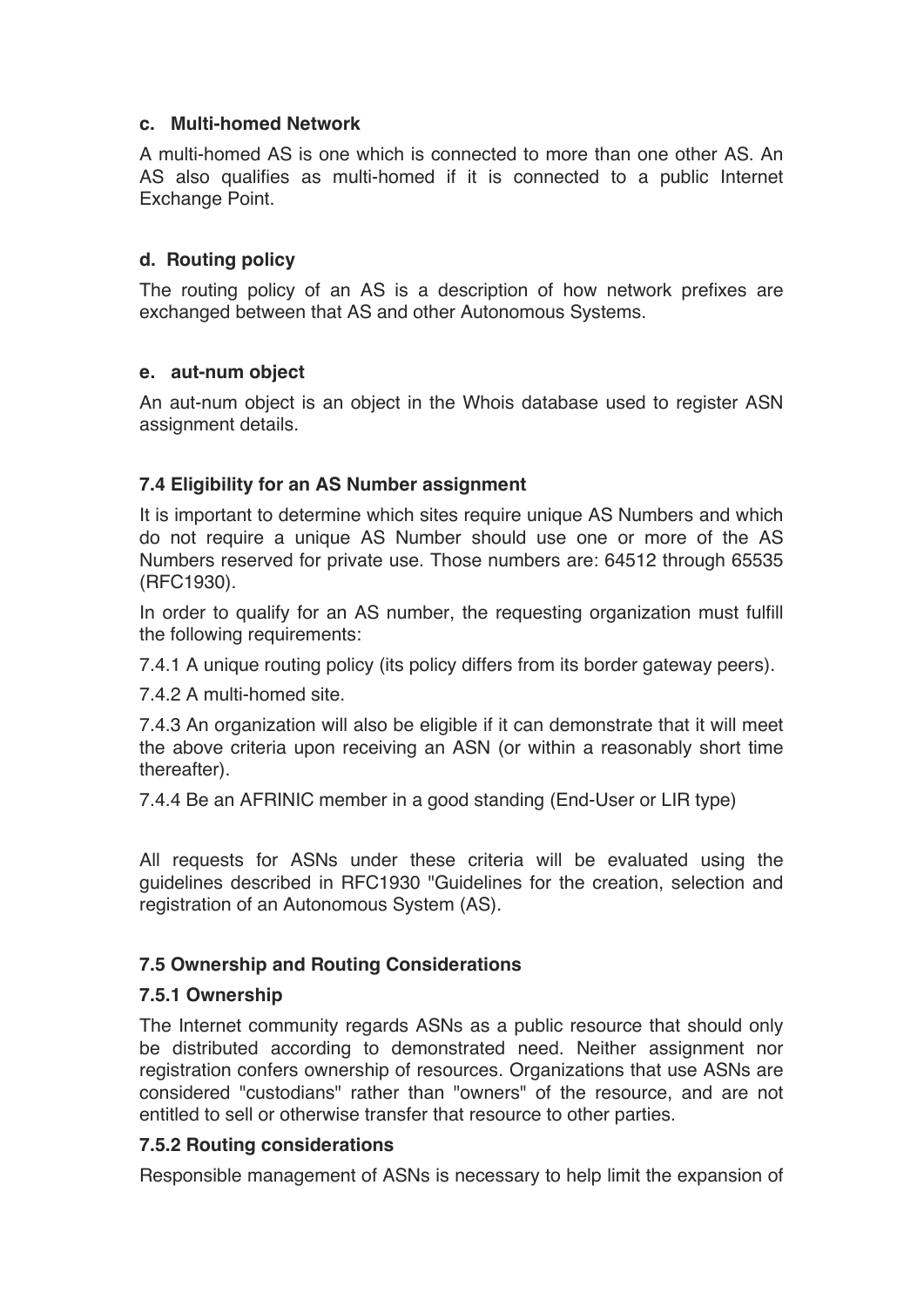#### c. Multi-homed Network

A multi-homed AS is one which is connected to more than one other AS. An AS also qualifies as multi-homed if it is connected to a public Internet Exchange Point.

#### d. Routing policy

The routing policy of an AS is a description of how network prefixes are exchanged between that AS and other Autonomous Systems.

#### e. aut-num object

An aut-num object is an object in the Whois database used to register ASN assignment details.

### 7.4 Eligibility for an AS Number assignment

It is important to determine which sites require unique AS Numbers and which do not require a unique AS Number should use one or more of the AS Numbers reserved for private use. Those numbers are: 64512 through 65535 (RFC1930).

In order to qualify for an AS number, the requesting organization must fulfill the following requirements:

7.4.1 A unique routing policy (its policy differs from its border gateway peers).

7.4.2 A multi-homed site.

7.4.3 An organization will also be eligible if it can demonstrate that it will meet the above criteria upon receiving an ASN (or within a reasonably short time thereafter).

7.4.4 Be an AFRINIC member in a good standing (End-User or LIR type)

All requests for ASNs under these criteria will be evaluated using the guidelines described in RFC1930 "Guidelines for the creation, selection and registration of an Autonomous System (AS).

### 7.5 Ownership and Routing Considerations

#### 7.5.1 Ownership

The Internet community regards ASNs as a public resource that should only be distributed according to demonstrated need. Neither assignment nor registration confers ownership of resources. Organizations that use ASNs are considered "custodians" rather than "owners" of the resource, and are not entitled to sell or otherwise transfer that resource to other parties.

#### 7.5.2 Routing considerations

Responsible management of ASNs is necessary to help limit the expansion of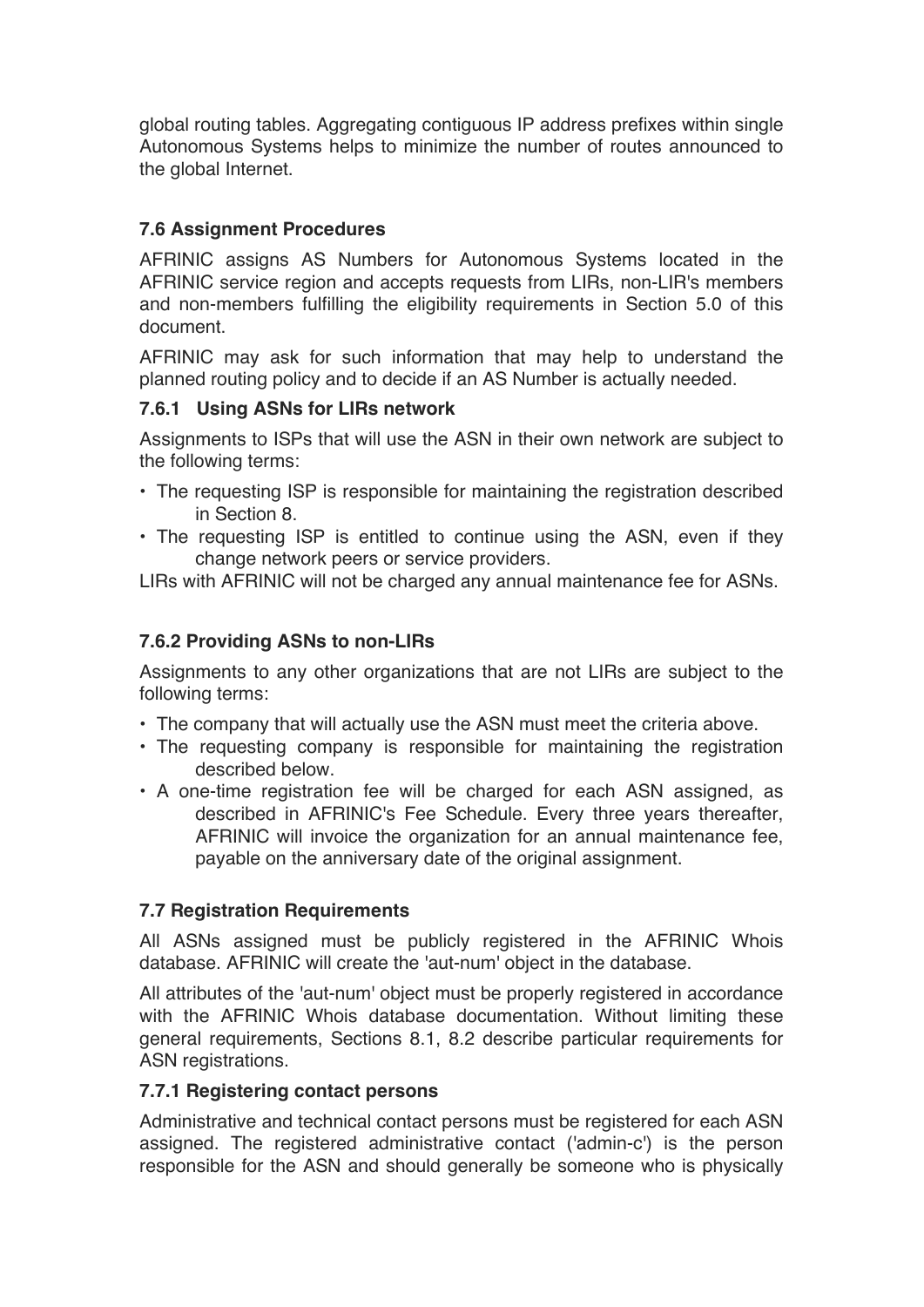global routing tables. Aggregating contiguous IP address prefixes within single Autonomous Systems helps to minimize the number of routes announced to the global Internet.

### 7.6 Assignment Procedures

AFRINIC assigns AS Numbers for Autonomous Systems located in the AFRINIC service region and accepts requests from LIRs, non-LIR's members and non-members fulfilling the eligibility requirements in Section 5.0 of this document.

AFRINIC may ask for such information that may help to understand the planned routing policy and to decide if an AS Number is actually needed.

#### 7.6.1 Using ASNs for LIRs network

Assignments to ISPs that will use the ASN in their own network are subject to the following terms:

- The requesting ISP is responsible for maintaining the registration described in Section 8.
- The requesting ISP is entitled to continue using the ASN, even if they change network peers or service providers.

LIRs with AFRINIC will not be charged any annual maintenance fee for ASNs.

#### 7.6.2 Providing ASNs to non-LIRs

Assignments to any other organizations that are not LIRs are subject to the following terms:

- The company that will actually use the ASN must meet the criteria above.
- The requesting company is responsible for maintaining the registration described below.
- A one-time registration fee will be charged for each ASN assigned, as described in AFRINIC's Fee Schedule. Every three years thereafter, AFRINIC will invoice the organization for an annual maintenance fee, payable on the anniversary date of the original assignment.

### 7.7 Registration Requirements

All ASNs assigned must be publicly registered in the AFRINIC Whois database. AFRINIC will create the 'aut-num' object in the database.

All attributes of the 'aut-num' object must be properly registered in accordance with the AFRINIC Whois database documentation. Without limiting these general requirements, Sections 8.1, 8.2 describe particular requirements for ASN registrations.

#### 7.7.1 Registering contact persons

Administrative and technical contact persons must be registered for each ASN assigned. The registered administrative contact ('admin-c') is the person responsible for the ASN and should generally be someone who is physically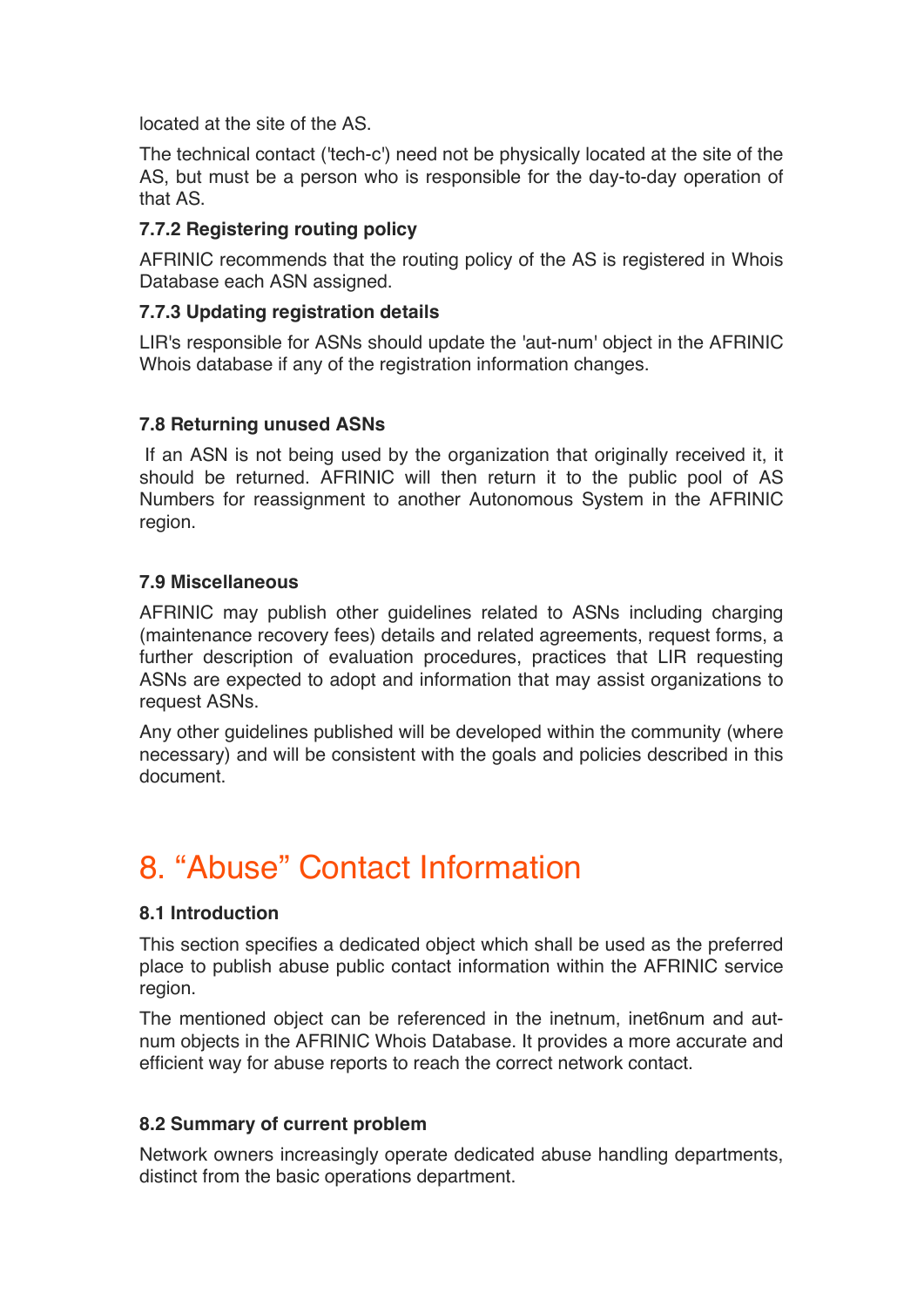located at the site of the AS.

The technical contact ('tech-c') need not be physically located at the site of the AS, but must be a person who is responsible for the day-to-day operation of that AS.

#### 7.7.2 Registering routing policy

AFRINIC recommends that the routing policy of the AS is registered in Whois Database each ASN assigned.

#### 7.7.3 Updating registration details

LIR's responsible for ASNs should update the 'aut-num' object in the AFRINIC Whois database if any of the registration information changes.

### 7.8 Returning unused ASNs

If an ASN is not being used by the organization that originally received it, it should be returned. AFRINIC will then return it to the public pool of AS Numbers for reassignment to another Autonomous System in the AFRINIC region.

### 7.9 Miscellaneous

AFRINIC may publish other guidelines related to ASNs including charging (maintenance recovery fees) details and related agreements, request forms, a further description of evaluation procedures, practices that LIR requesting ASNs are expected to adopt and information that may assist organizations to request ASNs.

Any other guidelines published will be developed within the community (where necessary) and will be consistent with the goals and policies described in this document.

## 8. “Abuse” Contact Information

### 8.1 Introduction

This section specifies a dedicated object which shall be used as the preferred place to publish abuse public contact information within the AFRINIC service region.

The mentioned object can be referenced in the inetnum, inet6num and aut-num objects in the AFRINIC Whois Database. It provides a more accurate and efficient way for abuse reports to reach the correct network contact.

### 8.2 Summary of current problem

Network owners increasingly operate dedicated abuse handling departments, distinct from the basic operations department.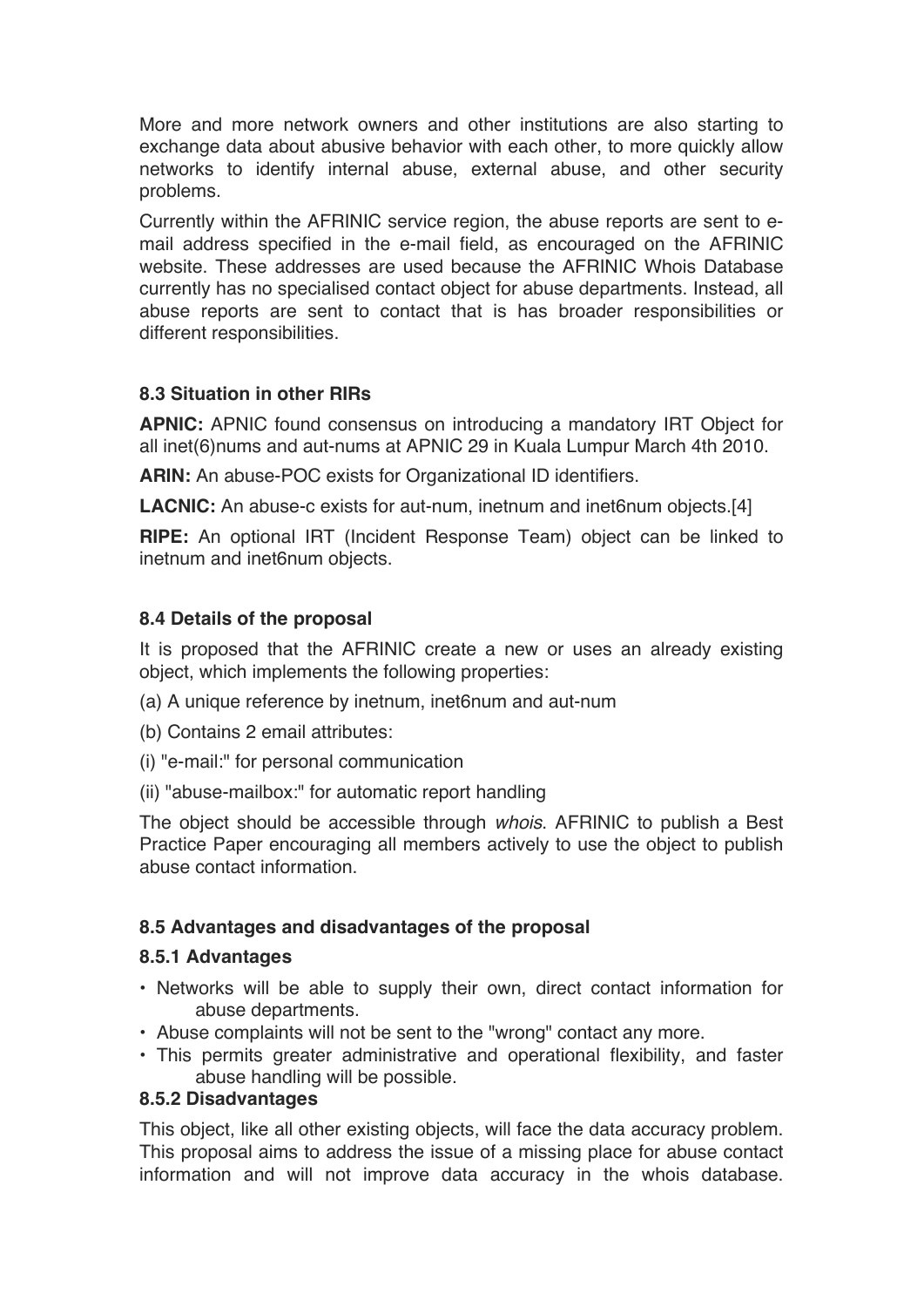More and more network owners and other institutions are also starting to exchange data about abusive behavior with each other, to more quickly allow networks to identify internal abuse, external abuse, and other security problems.

Currently within the AFRINIC service region, the abuse reports are sent to e-mail address specified in the e-mail field, as encouraged on the AFRINIC website. These addresses are used because the AFRINIC Whois Database currently has no specialised contact object for abuse departments. Instead, all abuse reports are sent to contact that is has broader responsibilities or different responsibilities.

### 8.3 Situation in other RIRs

**APNIC:** APNIC found consensus on introducing a mandatory IRT Object for all inet(6)nums and aut-nums at APNIC 29 in Kuala Lumpur March 4th 2010.

**ARIN:** An abuse-POC exists for Organizational ID identifiers.

**LACNIC:** An abuse-c exists for aut-num, inetnum and inet6num objects.[4]

**RIPE:** An optional IRT (Incident Response Team) object can be linked to inetnum and inet6num objects.

### 8.4 Details of the proposal

It is proposed that the AFRINIC create a new or uses an already existing object, which implements the following properties:

(a) A unique reference by inetnum, inet6num and aut-num

(b) Contains 2 email attributes:

(i) "e-mail:" for personal communication

(ii) "abuse-mailbox:" for automatic report handling

The object should be accessible through *whois*. AFRINIC to publish a Best Practice Paper encouraging all members actively to use the object to publish abuse contact information.

### 8.5 Advantages and disadvantages of the proposal

#### 8.5.1 Advantages

- Networks will be able to supply their own, direct contact information for abuse departments.
- Abuse complaints will not be sent to the "wrong" contact any more.
- This permits greater administrative and operational flexibility, and faster abuse handling will be possible.

#### 8.5.2 Disadvantages

This object, like all other existing objects, will face the data accuracy problem. This proposal aims to address the issue of a missing place for abuse contact information and will not improve data accuracy in the whois database.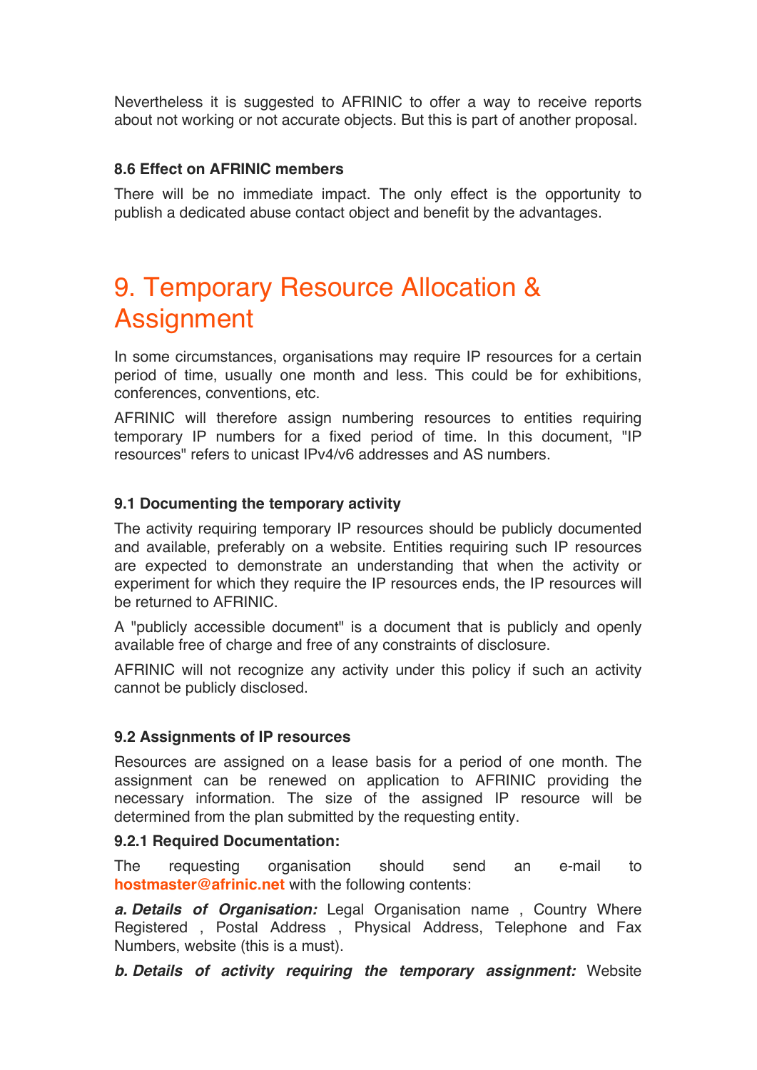Nevertheless it is suggested to AFRINIC to offer a way to receive reports about not working or not accurate objects. But this is part of another proposal.

### 8.6 Effect on AFRINIC members

There will be no immediate impact. The only effect is the opportunity to publish a dedicated abuse contact object and benefit by the advantages.

# 9. Temporary Resource Allocation & Assignment

In some circumstances, organisations may require IP resources for a certain period of time, usually one month and less. This could be for exhibitions, conferences, conventions, etc.

AFRINIC will therefore assign numbering resources to entities requiring temporary IP numbers for a fixed period of time. In this document, "IP resources" refers to unicast IPv4/v6 addresses and AS numbers.

### 9.1 Documenting the temporary activity

The activity requiring temporary IP resources should be publicly documented and available, preferably on a website. Entities requiring such IP resources are expected to demonstrate an understanding that when the activity or experiment for which they require the IP resources ends, the IP resources will be returned to AFRINIC.

A "publicly accessible document" is a document that is publicly and openly available free of charge and free of any constraints of disclosure.

AFRINIC will not recognize any activity under this policy if such an activity cannot be publicly disclosed.

### 9.2 Assignments of IP resources

Resources are assigned on a lease basis for a period of one month. The assignment can be renewed on application to AFRINIC providing the necessary information. The size of the assigned IP resource will be determined from the plan submitted by the requesting entity.

#### 9.2.1 Required Documentation:

The requesting organisation should send an e-mail to **hostmaster@afrinic.net** with the following contents:

***a. Details of Organisation:*** Legal Organisation name , Country Where Registered , Postal Address , Physical Address, Telephone and Fax Numbers, website (this is a must).

***b. Details of activity requiring the temporary assignment:*** Website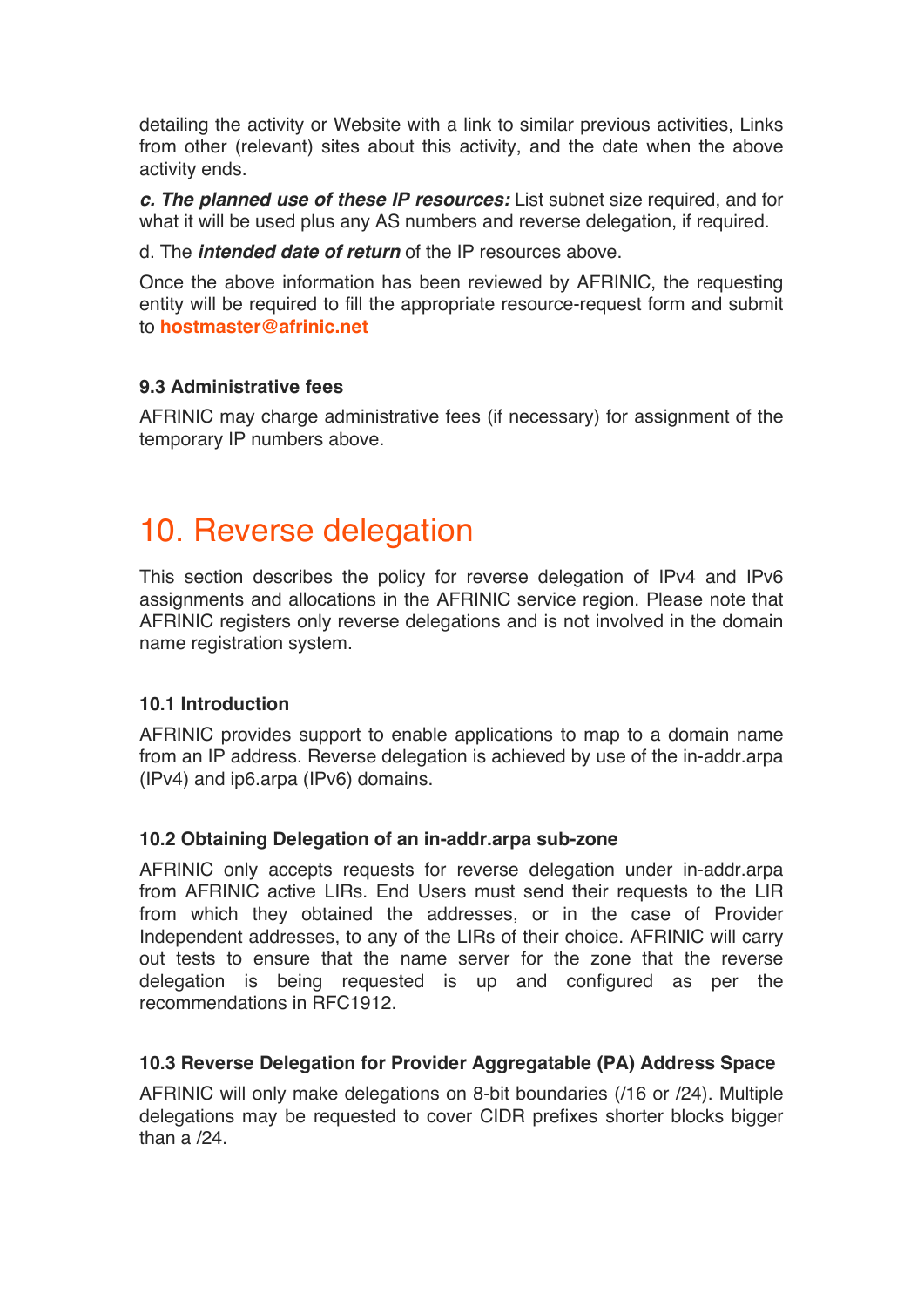detailing the activity or Website with a link to similar previous activities, Links from other (relevant) sites about this activity, and the date when the above activity ends.

***c. The planned use of these IP resources:*** List subnet size required, and for what it will be used plus any AS numbers and reverse delegation, if required.

d. The ***intended date of return*** of the IP resources above.

Once the above information has been reviewed by AFRINIC, the requesting entity will be required to fill the appropriate resource-request form and submit to **hostmaster@afrinic.net**

### 9.3 Administrative fees

AFRINIC may charge administrative fees (if necessary) for assignment of the temporary IP numbers above.

# 10. Reverse delegation

This section describes the policy for reverse delegation of IPv4 and IPv6 assignments and allocations in the AFRINIC service region. Please note that AFRINIC registers only reverse delegations and is not involved in the domain name registration system.

### 10.1 Introduction

AFRINIC provides support to enable applications to map to a domain name from an IP address. Reverse delegation is achieved by use of the in-addr.arpa (IPv4) and ip6.arpa (IPv6) domains.

### 10.2 Obtaining Delegation of an in-addr.arpa sub-zone

AFRINIC only accepts requests for reverse delegation under in-addr.arpa from AFRINIC active LIRs. End Users must send their requests to the LIR from which they obtained the addresses, or in the case of Provider Independent addresses, to any of the LIRs of their choice. AFRINIC will carry out tests to ensure that the name server for the zone that the reverse delegation is being requested is up and configured as per the recommendations in RFC1912.

### 10.3 Reverse Delegation for Provider Aggregatable (PA) Address Space

AFRINIC will only make delegations on 8-bit boundaries (/16 or /24). Multiple delegations may be requested to cover CIDR prefixes shorter blocks bigger than a /24.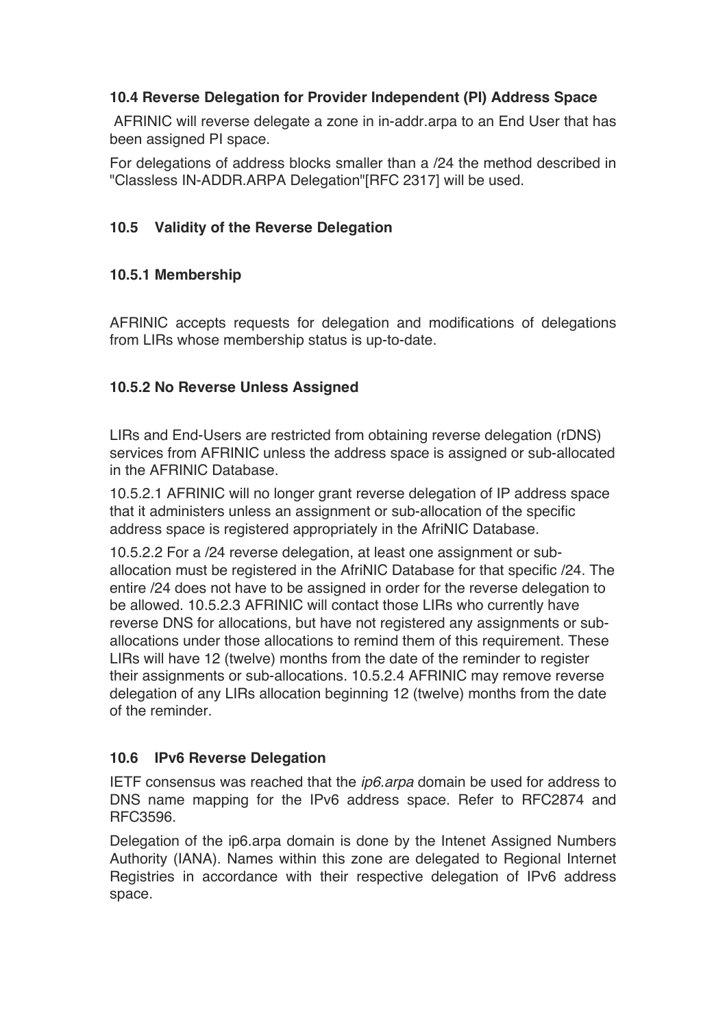### 10.4 Reverse Delegation for Provider Independent (PI) Address Space

AFRINIC will reverse delegate a zone in in-addr.arpa to an End User that has been assigned PI space.

For delegations of address blocks smaller than a /24 the method described in "Classless IN-ADDR.ARPA Delegation"[RFC 2317] will be used.

### 10.5 Validity of the Reverse Delegation

#### 10.5.1 Membership

AFRINIC accepts requests for delegation and modifications of delegations from LIRs whose membership status is up-to-date.

#### 10.5.2 No Reverse Unless Assigned

LIRs and End-Users are restricted from obtaining reverse delegation (rDNS) services from AFRINIC unless the address space is assigned or sub-allocated in the AFRINIC Database.

10.5.2.1 AFRINIC will no longer grant reverse delegation of IP address space that it administers unless an assignment or sub-allocation of the specific address space is registered appropriately in the AfriNIC Database.

10.5.2.2 For a /24 reverse delegation, at least one assignment or sub-allocation must be registered in the AfriNIC Database for that specific /24. The entire /24 does not have to be assigned in order for the reverse delegation to be allowed. 10.5.2.3 AFRINIC will contact those LIRs who currently have reverse DNS for allocations, but have not registered any assignments or sub-allocations under those allocations to remind them of this requirement. These LIRs will have 12 (twelve) months from the date of the reminder to register their assignments or sub-allocations. 10.5.2.4 AFRINIC may remove reverse delegation of any LIRs allocation beginning 12 (twelve) months from the date of the reminder.

### 10.6 IPv6 Reverse Delegation

IETF consensus was reached that the *ip6.arpa* domain be used for address to DNS name mapping for the IPv6 address space. Refer to RFC2874 and RFC3596.

Delegation of the ip6.arpa domain is done by the Intenet Assigned Numbers Authority (IANA). Names within this zone are delegated to Regional Internet Registries in accordance with their respective delegation of IPv6 address space.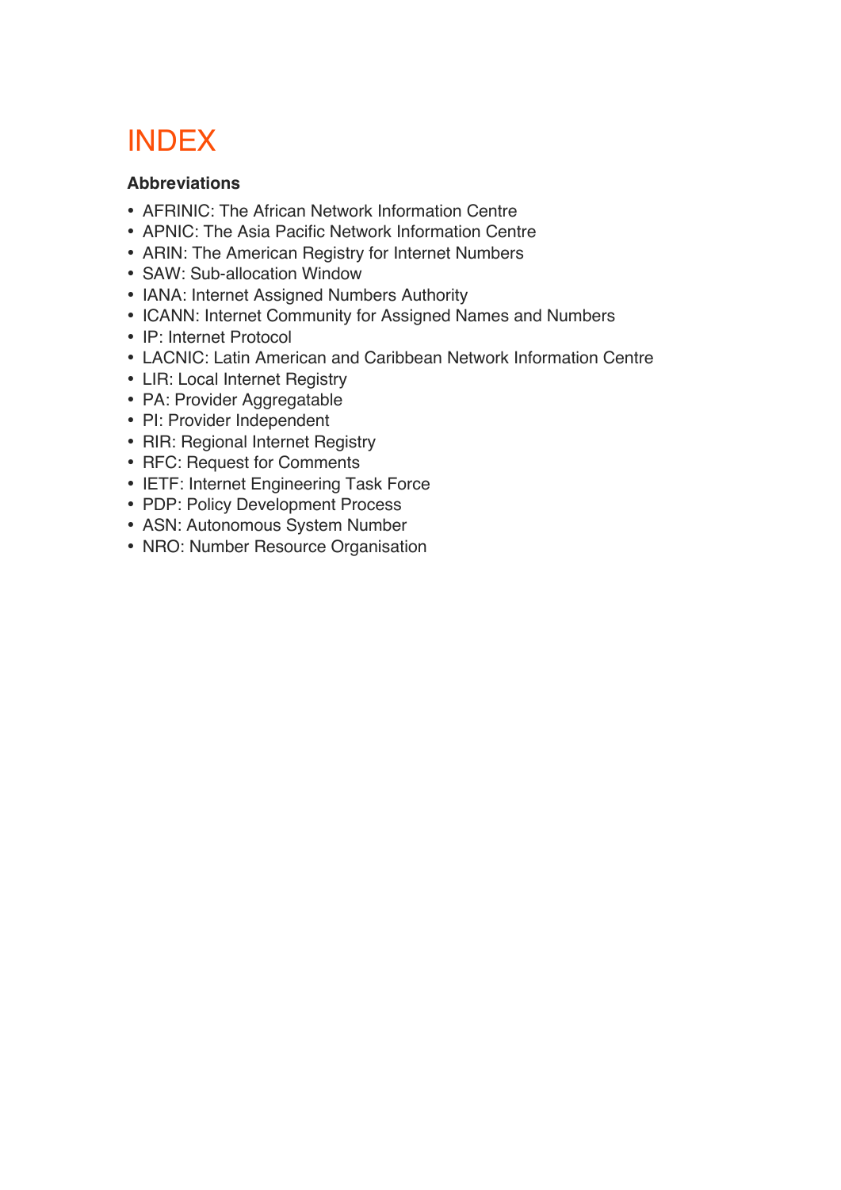# INDEX

**Abbreviations**

- AFRINIC: The African Network Information Centre
- APNIC: The Asia Pacific Network Information Centre
- ARIN: The American Registry for Internet Numbers
- SAW: Sub-allocation Window
- IANA: Internet Assigned Numbers Authority
- ICANN: Internet Community for Assigned Names and Numbers
- IP: Internet Protocol
- LACNIC: Latin American and Caribbean Network Information Centre
- LIR: Local Internet Registry
- PA: Provider Aggregatable
- PI: Provider Independent
- RIR: Regional Internet Registry
- RFC: Request for Comments
- IETF: Internet Engineering Task Force
- PDP: Policy Development Process
- ASN: Autonomous System Number
- NRO: Number Resource Organisation